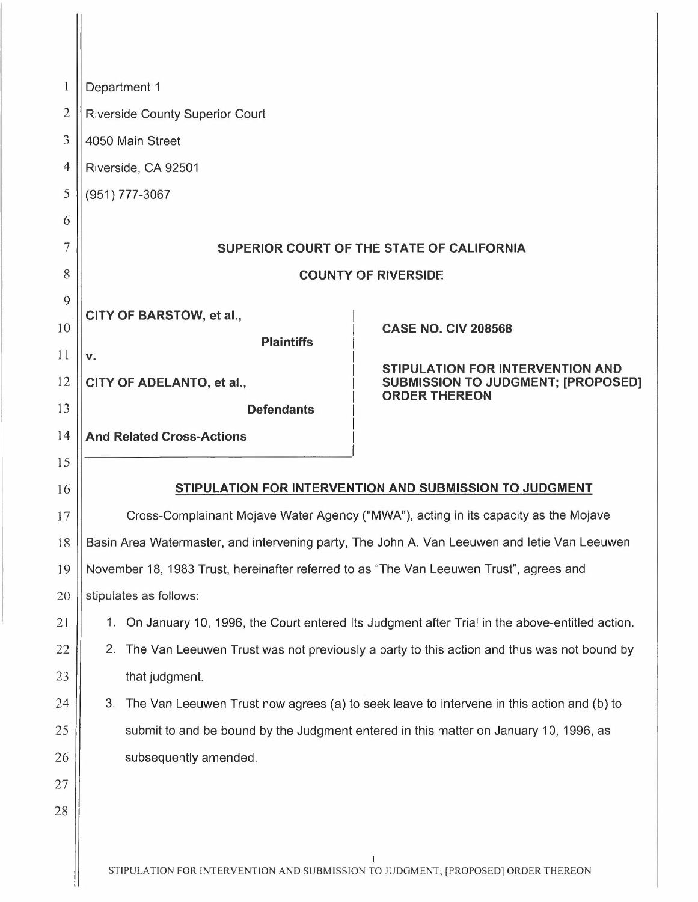Department 1

Riverside County Superior Court

4050 Main Street

Riverside, CA 92501

(951) 777-3067

**SUPERIOR COURT OF THE STATE OF CALIFORNIA**

**COUNTY OF RIVERSIDE**

| | |
|---|---|
| **CITY OF BARSTOW, et al.,**<br>**Plaintiffs**<br>**v.**<br>**CITY OF ADELANTO, et al.,**<br>**Defendants**<br>**And Related Cross-Actions** | **CASE NO. CIV 208568**<br><br>**STIPULATION FOR INTERVENTION AND SUBMISSION TO JUDGMENT; [PROPOSED] ORDER THEREON** |

## STIPULATION FOR INTERVENTION AND SUBMISSION TO JUDGMENT

Cross-Complainant Mojave Water Agency ("MWA"), acting in its capacity as the Mojave Basin Area Watermaster, and intervening party, The John A. Van Leeuwen and Ietie Van Leeuwen November 18, 1983 Trust, hereinafter referred to as "The Van Leeuwen Trust", agrees and stipulates as follows:

1. On January 10, 1996, the Court entered Its Judgment after Trial in the above-entitled action.
2. The Van Leeuwen Trust was not previously a party to this action and thus was not bound by that judgment.
3. The Van Leeuwen Trust now agrees (a) to seek leave to intervene in this action and (b) to submit to and be bound by the Judgment entered in this matter on January 10, 1996, as subsequently amended.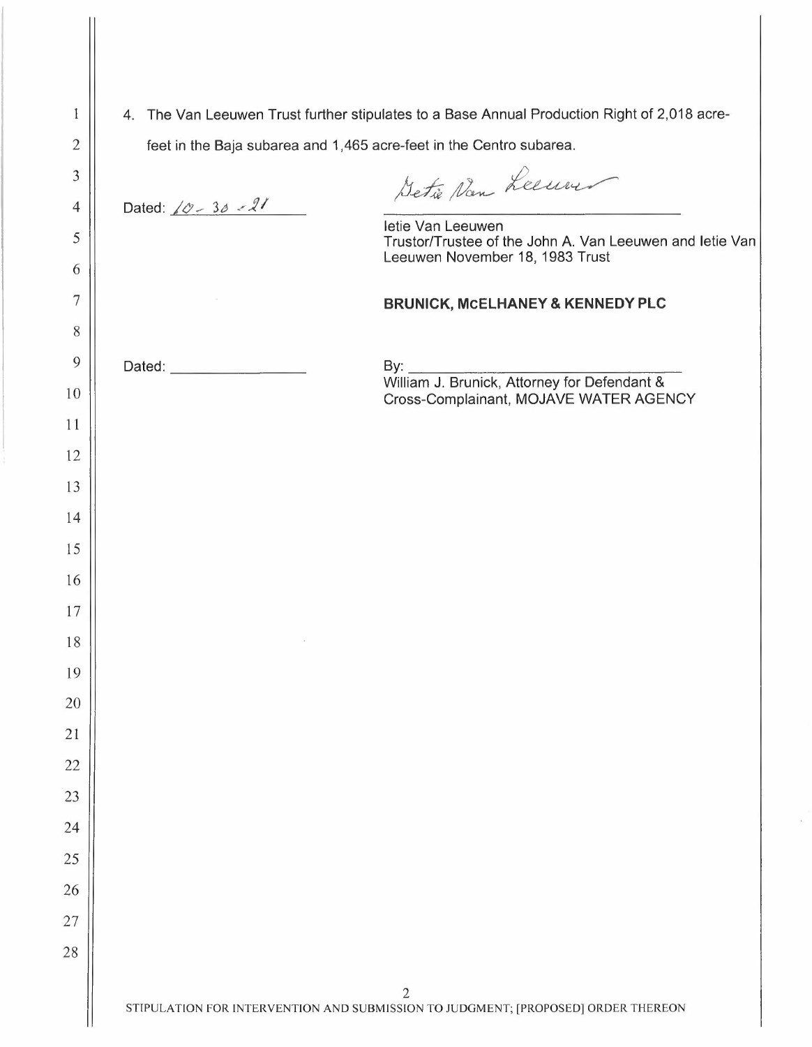4. The Van Leeuwen Trust further stipulates to a Base Annual Production Right of 2,018 acre-feet in the Baja subarea and 1,465 acre-feet in the Centro subarea.

Dated: 10 - 30 - 21

Ietie Van Leeuwen
Trustor/Trustee of the John A. Van Leeuwen and Ietie Van Leeuwen November 18, 1983 Trust

**BRUNICK, McELHANEY & KENNEDY PLC**

Dated: ________________

By: ________________________________
William J. Brunick, Attorney for Defendant & Cross-Complainant, MOJAVE WATER AGENCY

STIPULATION FOR INTERVENTION AND SUBMISSION TO JUDGMENT; [PROPOSED] ORDER THEREON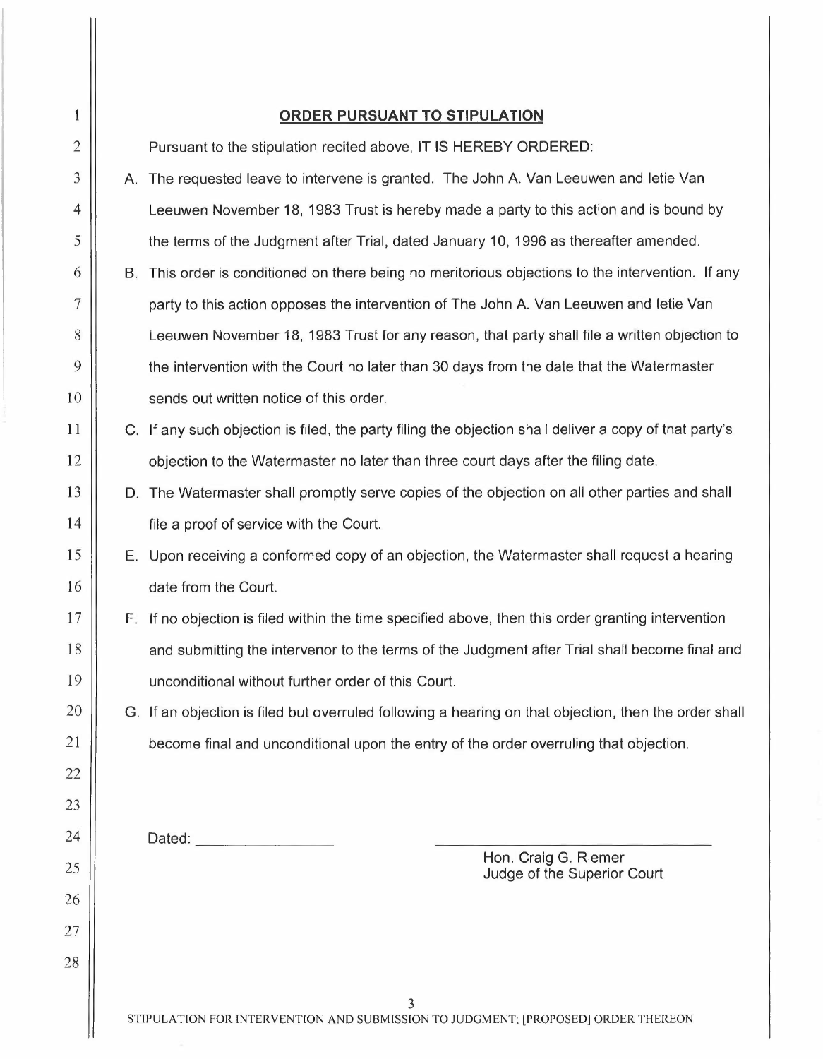## ORDER PURSUANT TO STIPULATION

Pursuant to the stipulation recited above, IT IS HEREBY ORDERED:

A. The requested leave to intervene is granted. The John A. Van Leeuwen and Ietie Van Leeuwen November 18, 1983 Trust is hereby made a party to this action and is bound by the terms of the Judgment after Trial, dated January 10, 1996 as thereafter amended.

B. This order is conditioned on there being no meritorious objections to the intervention. If any party to this action opposes the intervention of The John A. Van Leeuwen and Ietie Van Leeuwen November 18, 1983 Trust for any reason, that party shall file a written objection to the intervention with the Court no later than 30 days from the date that the Watermaster sends out written notice of this order.

C. If any such objection is filed, the party filing the objection shall deliver a copy of that party's objection to the Watermaster no later than three court days after the filing date.

D. The Watermaster shall promptly serve copies of the objection on all other parties and shall file a proof of service with the Court.

E. Upon receiving a conformed copy of an objection, the Watermaster shall request a hearing date from the Court.

F. If no objection is filed within the time specified above, then this order granting intervention and submitting the intervenor to the terms of the Judgment after Trial shall become final and unconditional without further order of this Court.

G. If an objection is filed but overruled following a hearing on that objection, then the order shall become final and unconditional upon the entry of the order overruling that objection.

Dated: ________________

________________________________
Hon. Craig G. Riemer
Judge of the Superior Court

STIPULATION FOR INTERVENTION AND SUBMISSION TO JUDGMENT; [PROPOSED] ORDER THEREON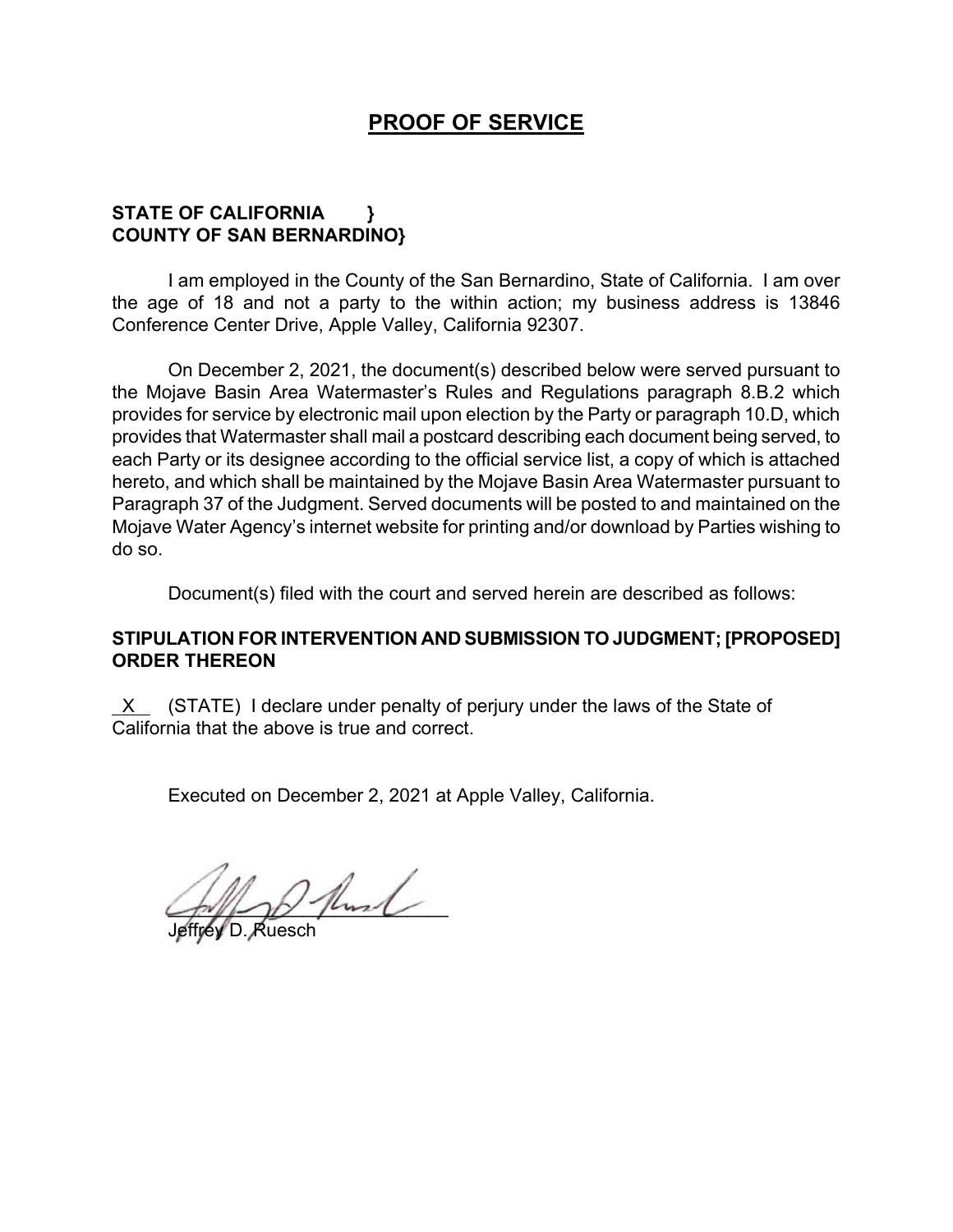# PROOF OF SERVICE

**STATE OF CALIFORNIA }**
**COUNTY OF SAN BERNARDINO}**

I am employed in the County of the San Bernardino, State of California. I am over the age of 18 and not a party to the within action; my business address is 13846 Conference Center Drive, Apple Valley, California 92307.

On December 2, 2021, the document(s) described below were served pursuant to the Mojave Basin Area Watermaster's Rules and Regulations paragraph 8.B.2 which provides for service by electronic mail upon election by the Party or paragraph 10.D, which provides that Watermaster shall mail a postcard describing each document being served, to each Party or its designee according to the official service list, a copy of which is attached hereto, and which shall be maintained by the Mojave Basin Area Watermaster pursuant to Paragraph 37 of the Judgment. Served documents will be posted to and maintained on the Mojave Water Agency's internet website for printing and/or download by Parties wishing to do so.

Document(s) filed with the court and served herein are described as follows:

**STIPULATION FOR INTERVENTION AND SUBMISSION TO JUDGMENT; [PROPOSED] ORDER THEREON**

X (STATE) I declare under penalty of perjury under the laws of the State of California that the above is true and correct.

Executed on December 2, 2021 at Apple Valley, California.

Jeffrey D. Ruesch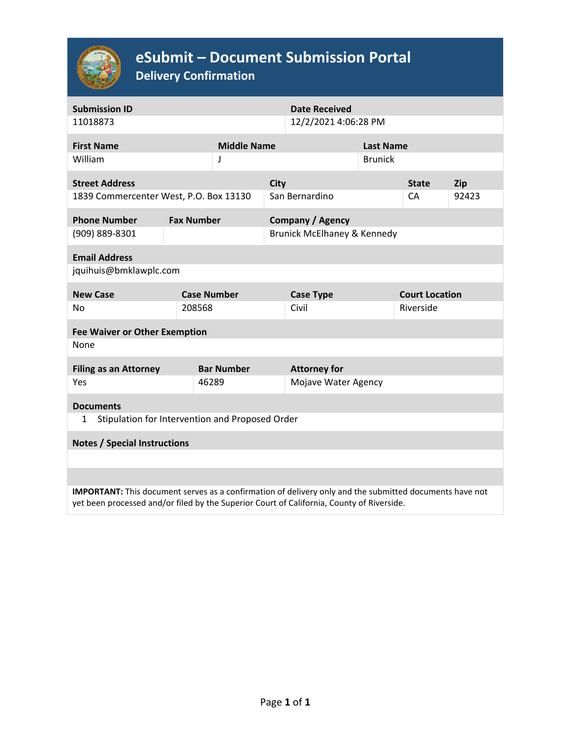# eSubmit – Document Submission Portal

## Delivery Confirmation

| Submission ID | Date Received |
|---|---|
| 11018873 | 12/2/2021 4:06:28 PM |

| First Name | Middle Name | Last Name |
|---|---|---|
| William | J | Brunick |

| Street Address | City | State | Zip |
|---|---|---|---|
| 1839 Commercenter West, P.O. Box 13130 | San Bernardino | CA | 92423 |

| Phone Number | Fax Number | Company / Agency |
|---|---|---|
| (909) 889-8301 | | Brunick McElhaney & Kennedy |

| Email Address |
|---|
| jquihuis@bmklawplc.com |

| New Case | Case Number | Case Type | Court Location |
|---|---|---|---|
| No | 208568 | Civil | Riverside |

| Fee Waiver or Other Exemption |
|---|
| None |

| Filing as an Attorney | Bar Number | Attorney for |
|---|---|---|
| Yes | 46289 | Mojave Water Agency |

**Documents**

1 Stipulation for Intervention and Proposed Order

**Notes / Special Instructions**

**IMPORTANT:** This document serves as a confirmation of delivery only and the submitted documents have not yet been processed and/or filed by the Superior Court of California, County of Riverside.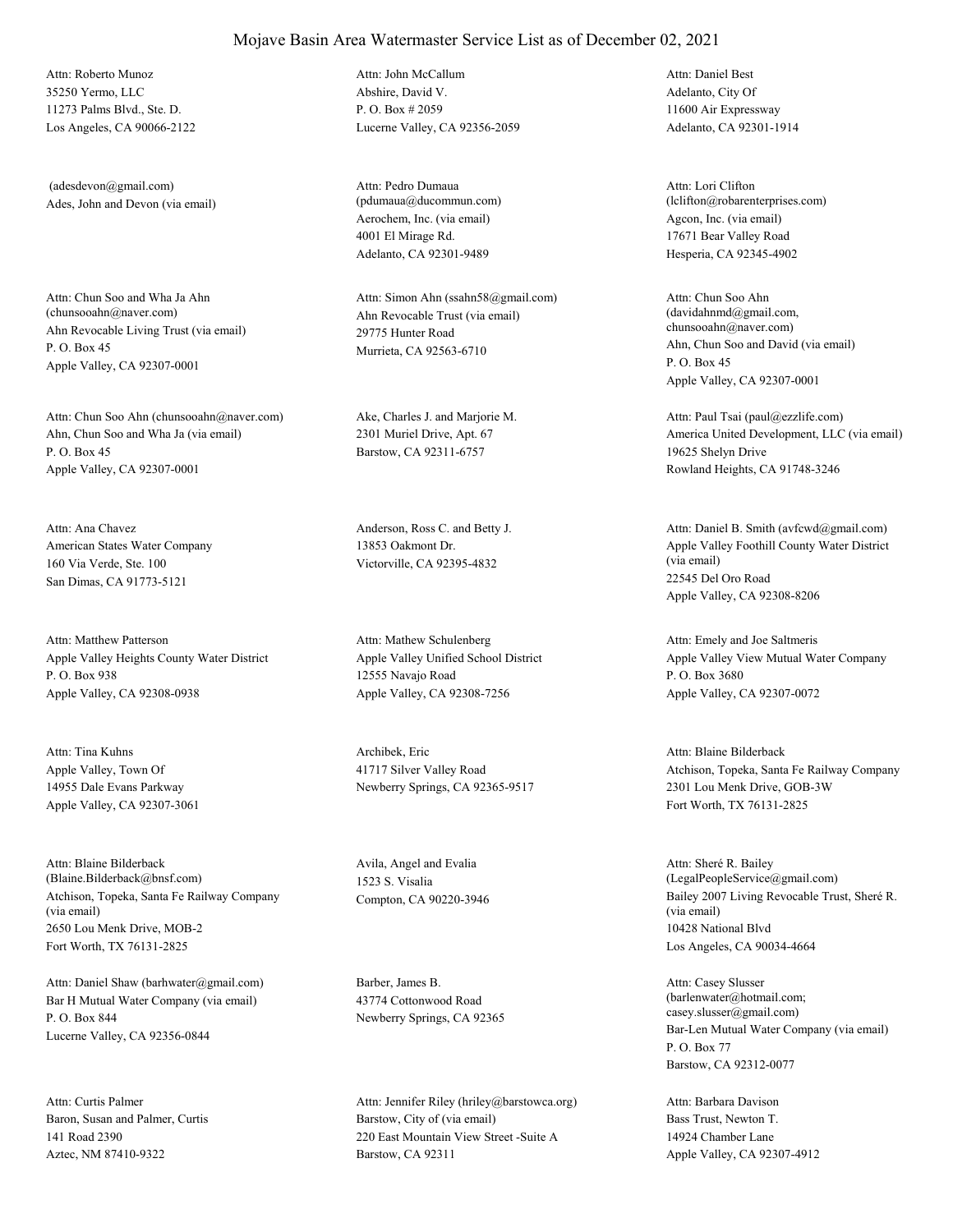# Mojave Basin Area Watermaster Service List as of December 02, 2021

Attn: Roberto Munoz
35250 Yermo, LLC
11273 Palms Blvd., Ste. D.
Los Angeles, CA 90066-2122

Attn: John McCallum
Abshire, David V.
P. O. Box # 2059
Lucerne Valley, CA 92356-2059

Attn: Daniel Best
Adelanto, City Of
11600 Air Expressway
Adelanto, CA 92301-1914

(adesdevon@gmail.com)
Ades, John and Devon (via email)

Attn: Pedro Dumaua
(pdumaua@ducommun.com)
Aerochem, Inc. (via email)
4001 El Mirage Rd.
Adelanto, CA 92301-9489

Attn: Lori Clifton
(lclifton@robarenterprises.com)
Agcon, Inc. (via email)
17671 Bear Valley Road
Hesperia, CA 92345-4902

Attn: Chun Soo and Wha Ja Ahn
(chunsooahn@naver.com)
Ahn Revocable Living Trust (via email)
P. O. Box 45
Apple Valley, CA 92307-0001

Attn: Simon Ahn (ssahn58@gmail.com)
Ahn Revocable Trust (via email)
29775 Hunter Road
Murrieta, CA 92563-6710

Attn: Chun Soo Ahn
(davidahnmd@gmail.com,
chunsooahn@naver.com)
Ahn, Chun Soo and David (via email)
P. O. Box 45
Apple Valley, CA 92307-0001

Attn: Chun Soo Ahn (chunsooahn@naver.com)
Ahn, Chun Soo and Wha Ja (via email)
P. O. Box 45
Apple Valley, CA 92307-0001

Ake, Charles J. and Marjorie M.
2301 Muriel Drive, Apt. 67
Barstow, CA 92311-6757

Attn: Paul Tsai (paul@ezzlife.com)
America United Development, LLC (via email)
19625 Shelyn Drive
Rowland Heights, CA 91748-3246

Attn: Ana Chavez
American States Water Company
160 Via Verde, Ste. 100
San Dimas, CA 91773-5121

Anderson, Ross C. and Betty J.
13853 Oakmont Dr.
Victorville, CA 92395-4832

Attn: Daniel B. Smith (avfcwd@gmail.com)
Apple Valley Foothill County Water District
(via email)
22545 Del Oro Road
Apple Valley, CA 92308-8206

Attn: Matthew Patterson
Apple Valley Heights County Water District
P. O. Box 938
Apple Valley, CA 92308-0938

Attn: Mathew Schulenberg
Apple Valley Unified School District
12555 Navajo Road
Apple Valley, CA 92308-7256

Attn: Emely and Joe Saltmeris
Apple Valley View Mutual Water Company
P. O. Box 3680
Apple Valley, CA 92307-0072

Attn: Tina Kuhns
Apple Valley, Town Of
14955 Dale Evans Parkway
Apple Valley, CA 92307-3061

Archibek, Eric
41717 Silver Valley Road
Newberry Springs, CA 92365-9517

Attn: Blaine Bilderback
Atchison, Topeka, Santa Fe Railway Company
2301 Lou Menk Drive, GOB-3W
Fort Worth, TX 76131-2825

Attn: Blaine Bilderback
(Blaine.Bilderback@bnsf.com)
Atchison, Topeka, Santa Fe Railway Company
(via email)
2650 Lou Menk Drive, MOB-2
Fort Worth, TX 76131-2825

Avila, Angel and Evalia
1523 S. Visalia
Compton, CA 90220-3946

Attn: Sheré R. Bailey
(LegalPeopleService@gmail.com)
Bailey 2007 Living Revocable Trust, Sheré R.
(via email)
10428 National Blvd
Los Angeles, CA 90034-4664

Attn: Daniel Shaw (barhwater@gmail.com)
Bar H Mutual Water Company (via email)
P. O. Box 844
Lucerne Valley, CA 92356-0844

Barber, James B.
43774 Cottonwood Road
Newberry Springs, CA 92365

Attn: Casey Slusser
(barlenwater@hotmail.com;
casey.slusser@gmail.com)
Bar-Len Mutual Water Company (via email)
P. O. Box 77
Barstow, CA 92312-0077

Attn: Curtis Palmer
Baron, Susan and Palmer, Curtis
141 Road 2390
Aztec, NM 87410-9322

Attn: Jennifer Riley (hriley@barstowca.org)
Barstow, City of (via email)
220 East Mountain View Street -Suite A
Barstow, CA 92311

Attn: Barbara Davison
Bass Trust, Newton T.
14924 Chamber Lane
Apple Valley, CA 92307-4912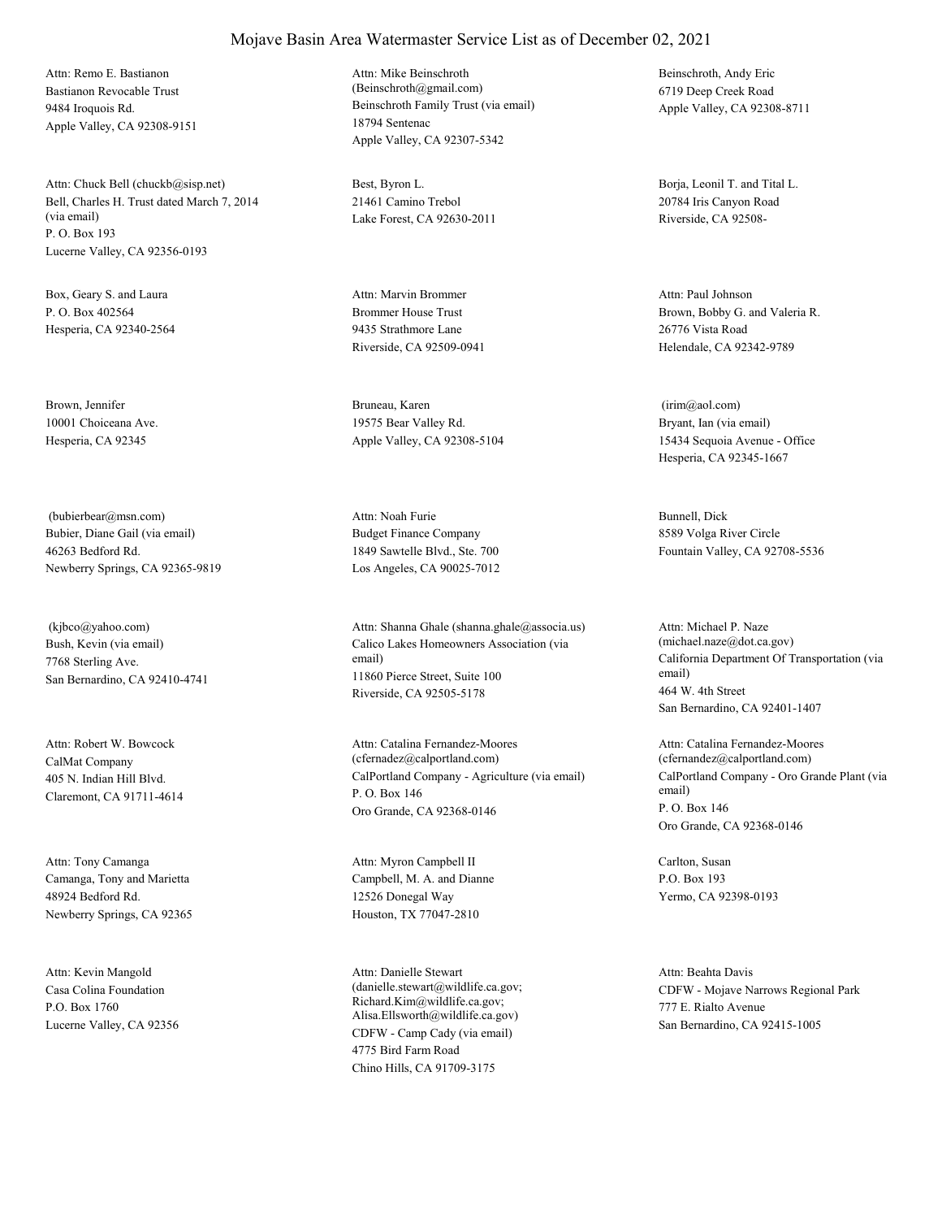# Mojave Basin Area Watermaster Service List as of December 02, 2021

Attn: Remo E. Bastianon
Bastianon Revocable Trust
9484 Iroquois Rd.
Apple Valley, CA 92308-9151

Attn: Mike Beinschroth
(Beinschroth@gmail.com)
Beinschroth Family Trust (via email)
18794 Sentenac
Apple Valley, CA 92307-5342

Beinschroth, Andy Eric
6719 Deep Creek Road
Apple Valley, CA 92308-8711

Attn: Chuck Bell (chuckb@sisp.net)
Bell, Charles H. Trust dated March 7, 2014
(via email)
P. O. Box 193
Lucerne Valley, CA 92356-0193

Best, Byron L.
21461 Camino Trebol
Lake Forest, CA 92630-2011

Borja, Leonil T. and Tital L.
20784 Iris Canyon Road
Riverside, CA 92508-

Box, Geary S. and Laura
P. O. Box 402564
Hesperia, CA 92340-2564

Attn: Marvin Brommer
Brommer House Trust
9435 Strathmore Lane
Riverside, CA 92509-0941

Attn: Paul Johnson
Brown, Bobby G. and Valeria R.
26776 Vista Road
Helendale, CA 92342-9789

Brown, Jennifer
10001 Choiceana Ave.
Hesperia, CA 92345

Bruneau, Karen
19575 Bear Valley Rd.
Apple Valley, CA 92308-5104

(irim@aol.com)
Bryant, Ian (via email)
15434 Sequoia Avenue - Office
Hesperia, CA 92345-1667

(bubierbear@msn.com)
Bubier, Diane Gail (via email)
46263 Bedford Rd.
Newberry Springs, CA 92365-9819

Attn: Noah Furie
Budget Finance Company
1849 Sawtelle Blvd., Ste. 700
Los Angeles, CA 90025-7012

Bunnell, Dick
8589 Volga River Circle
Fountain Valley, CA 92708-5536

(kjbco@yahoo.com)
Bush, Kevin (via email)
7768 Sterling Ave.
San Bernardino, CA 92410-4741

Attn: Shanna Ghale (shanna.ghale@associa.us)
Calico Lakes Homeowners Association (via email)
11860 Pierce Street, Suite 100
Riverside, CA 92505-5178

Attn: Michael P. Naze
(michael.naze@dot.ca.gov)
California Department Of Transportation (via email)
464 W. 4th Street
San Bernardino, CA 92401-1407

Attn: Robert W. Bowcock
CalMat Company
405 N. Indian Hill Blvd.
Claremont, CA 91711-4614

Attn: Catalina Fernandez-Moores
(cfernadez@calportland.com)
CalPortland Company - Agriculture (via email)
P. O. Box 146
Oro Grande, CA 92368-0146

Attn: Catalina Fernandez-Moores
(cfernandez@calportland.com)
CalPortland Company - Oro Grande Plant (via email)
P. O. Box 146
Oro Grande, CA 92368-0146

Attn: Tony Camanga
Camanga, Tony and Marietta
48924 Bedford Rd.
Newberry Springs, CA 92365

Attn: Myron Campbell II
Campbell, M. A. and Dianne
12526 Donegal Way
Houston, TX 77047-2810

Carlton, Susan
P.O. Box 193
Yermo, CA 92398-0193

Attn: Kevin Mangold
Casa Colina Foundation
P.O. Box 1760
Lucerne Valley, CA 92356

Attn: Danielle Stewart
(danielle.stewart@wildlife.ca.gov;
Richard.Kim@wildlife.ca.gov;
Alisa.Ellsworth@wildlife.ca.gov)
CDFW - Camp Cady (via email)
4775 Bird Farm Road
Chino Hills, CA 91709-3175

Attn: Beahta Davis
CDFW - Mojave Narrows Regional Park
777 E. Rialto Avenue
San Bernardino, CA 92415-1005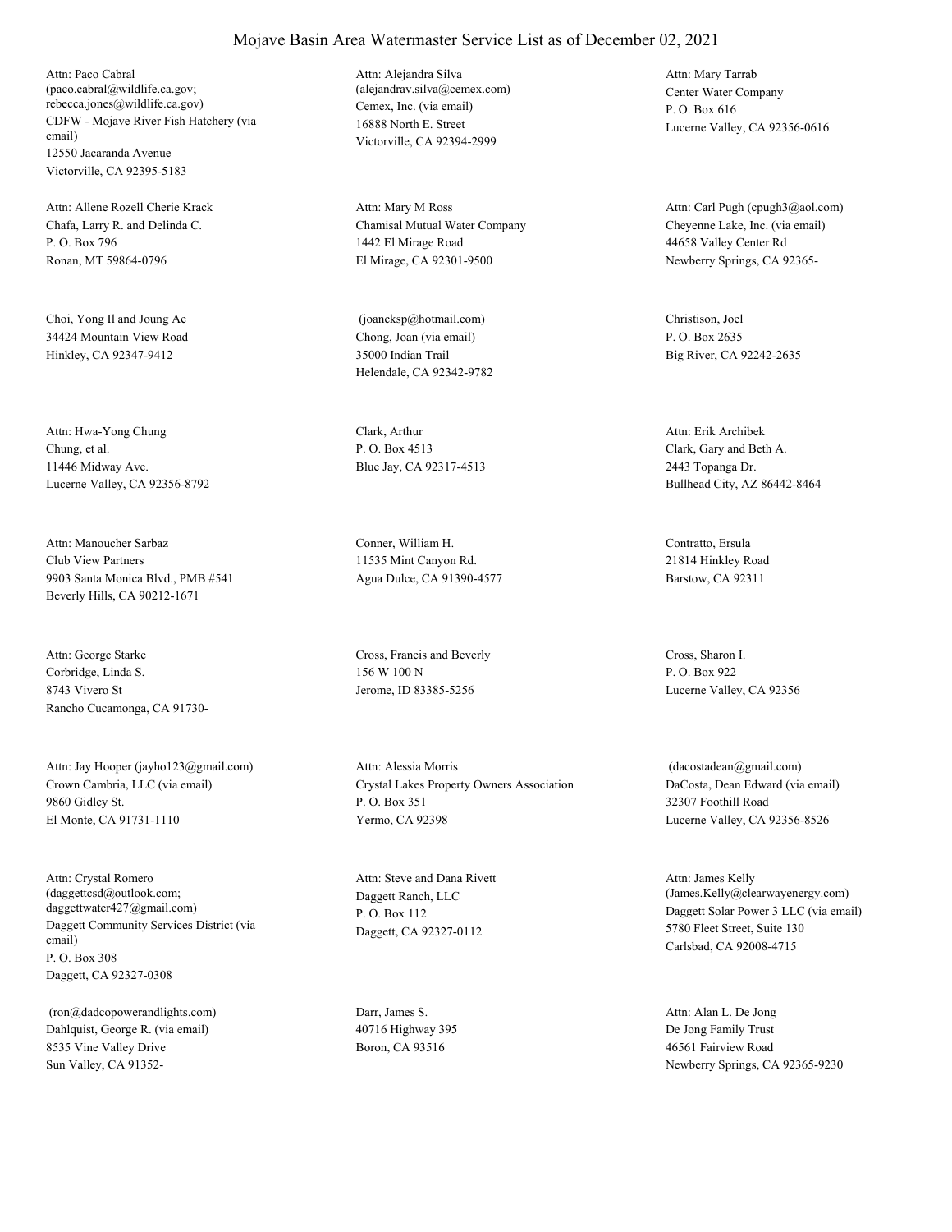# Mojave Basin Area Watermaster Service List as of December 02, 2021

Attn: Paco Cabral
(paco.cabral@wildlife.ca.gov;
rebecca.jones@wildlife.ca.gov)
CDFW - Mojave River Fish Hatchery (via email)
12550 Jacaranda Avenue
Victorville, CA 92395-5183

Attn: Alejandra Silva
(alejandrav.silva@cemex.com)
Cemex, Inc. (via email)
16888 North E. Street
Victorville, CA 92394-2999

Attn: Mary Tarrab
Center Water Company
P. O. Box 616
Lucerne Valley, CA 92356-0616

Attn: Allene Rozell Cherie Krack
Chafa, Larry R. and Delinda C.
P. O. Box 796
Ronan, MT 59864-0796

Attn: Mary M Ross
Chamisal Mutual Water Company
1442 El Mirage Road
El Mirage, CA 92301-9500

Attn: Carl Pugh (cpugh3@aol.com)
Cheyenne Lake, Inc. (via email)
44658 Valley Center Rd
Newberry Springs, CA 92365-

Choi, Yong Il and Joung Ae
34424 Mountain View Road
Hinkley, CA 92347-9412

(joanckspp@hotmail.com)
Chong, Joan (via email)
35000 Indian Trail
Helendale, CA 92342-9782

Christison, Joel
P. O. Box 2635
Big River, CA 92242-2635

Attn: Hwa-Yong Chung
Chung, et al.
11446 Midway Ave.
Lucerne Valley, CA 92356-8792

Clark, Arthur
P. O. Box 4513
Blue Jay, CA 92317-4513

Attn: Erik Archibek
Clark, Gary and Beth A.
2443 Topanga Dr.
Bullhead City, AZ 86442-8464

Attn: Manoucher Sarbaz
Club View Partners
9903 Santa Monica Blvd., PMB #541
Beverly Hills, CA 90212-1671

Conner, William H.
11535 Mint Canyon Rd.
Agua Dulce, CA 91390-4577

Contratto, Ersula
21814 Hinkley Road
Barstow, CA 92311

Attn: George Starke
Corbridge, Linda S.
8743 Vivero St
Rancho Cucamonga, CA 91730-

Cross, Francis and Beverly
156 W 100 N
Jerome, ID 83385-5256

Cross, Sharon I.
P. O. Box 922
Lucerne Valley, CA 92356

Attn: Jay Hooper (jayho123@gmail.com)
Crown Cambria, LLC (via email)
9860 Gidley St.
El Monte, CA 91731-1110

Attn: Alessia Morris
Crystal Lakes Property Owners Association
P. O. Box 351
Yermo, CA 92398

(dacostadean@gmail.com)
DaCosta, Dean Edward (via email)
32307 Foothill Road
Lucerne Valley, CA 92356-8526

Attn: Crystal Romero
(daggettcsd@outlook.com;
daggettwater427@gmail.com)
Daggett Community Services District (via email)
P. O. Box 308
Daggett, CA 92327-0308

Attn: Steve and Dana Rivett
Daggett Ranch, LLC
P. O. Box 112
Daggett, CA 92327-0112

Attn: James Kelly
(James.Kelly@clearwayenergy.com)
Daggett Solar Power 3 LLC (via email)
5780 Fleet Street, Suite 130
Carlsbad, CA 92008-4715

(ron@dadcopowerandlights.com)
Dahlquist, George R. (via email)
8535 Vine Valley Drive
Sun Valley, CA 91352-

Darr, James S.
40716 Highway 395
Boron, CA 93516

Attn: Alan L. De Jong
De Jong Family Trust
46561 Fairview Road
Newberry Springs, CA 92365-9230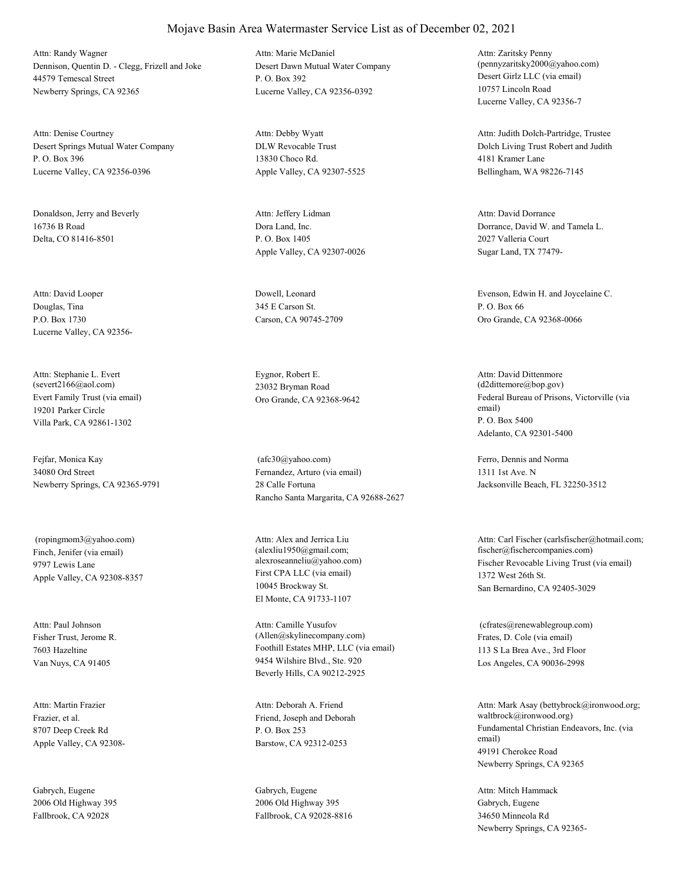# Mojave Basin Area Watermaster Service List as of December 02, 2021

Attn: Randy Wagner
Dennison, Quentin D. - Clegg, Frizell and Joke
44579 Temescal Street
Newberry Springs, CA 92365

Attn: Marie McDaniel
Desert Dawn Mutual Water Company
P. O. Box 392
Lucerne Valley, CA 92356-0392

Attn: Zaritsky Penny
(pennyzaritsky2000@yahoo.com)
Desert Girlz LLC (via email)
10757 Lincoln Road
Lucerne Valley, CA 92356-7

Attn: Denise Courtney
Desert Springs Mutual Water Company
P. O. Box 396
Lucerne Valley, CA 92356-0396

Attn: Debby Wyatt
DLW Revocable Trust
13830 Choco Rd.
Apple Valley, CA 92307-5525

Attn: Judith Dolch-Partridge, Trustee
Dolch Living Trust Robert and Judith
4181 Kramer Lane
Bellingham, WA 98226-7145

Donaldson, Jerry and Beverly
16736 B Road
Delta, CO 81416-8501

Attn: Jeffery Lidman
Dora Land, Inc.
P. O. Box 1405
Apple Valley, CA 92307-0026

Attn: David Dorrance
Dorrance, David W. and Tamela L.
2027 Valleria Court
Sugar Land, TX 77479-

Attn: David Looper
Douglas, Tina
P.O. Box 1730
Lucerne Valley, CA 92356-

Dowell, Leonard
345 E Carson St.
Carson, CA 90745-2709

Evenson, Edwin H. and Joycelaine C.
P. O. Box 66
Oro Grande, CA 92368-0066

Attn: Stephanie L. Evert
(severt2166@aol.com)
Evert Family Trust (via email)
19201 Parker Circle
Villa Park, CA 92861-1302

Eygnor, Robert E.
23032 Bryman Road
Oro Grande, CA 92368-9642

Attn: David Dittenmore
(d2dittemore@bop.gov)
Federal Bureau of Prisons, Victorville (via email)
P. O. Box 5400
Adelanto, CA 92301-5400

Fejfar, Monica Kay
34080 Ord Street
Newberry Springs, CA 92365-9791

(afc30@yahoo.com)
Fernandez, Arturo (via email)
28 Calle Fortuna
Rancho Santa Margarita, CA 92688-2627

Ferro, Dennis and Norma
1311 1st Ave. N
Jacksonville Beach, FL 32250-3512

(ropingmom3@yahoo.com)
Finch, Jenifer (via email)
9797 Lewis Lane
Apple Valley, CA 92308-8357

Attn: Alex and Jerrica Liu
(alexliu1950@gmail.com;
alexroseanneliu@yahoo.com)
First CPA LLC (via email)
10045 Brockway St.
El Monte, CA 91733-1107

Attn: Carl Fischer (carlsfischer@hotmail.com;
fischer@fischercompanies.com)
Fischer Revocable Living Trust (via email)
1372 West 26th St.
San Bernardino, CA 92405-3029

Attn: Paul Johnson
Fisher Trust, Jerome R.
7603 Hazeltine
Van Nuys, CA 91405

Attn: Camille Yusufov
(Allen@skylinecompany.com)
Foothill Estates MHP, LLC (via email)
9454 Wilshire Blvd., Ste. 920
Beverly Hills, CA 90212-2925

(cfrates@renewablegroup.com)
Frates, D. Cole (via email)
113 S La Brea Ave., 3rd Floor
Los Angeles, CA 90036-2998

Attn: Martin Frazier
Frazier, et al.
8707 Deep Creek Rd
Apple Valley, CA 92308-

Attn: Deborah A. Friend
Friend, Joseph and Deborah
P. O. Box 253
Barstow, CA 92312-0253

Attn: Mark Asay (bettybrock@ironwood.org;
waltbrock@ironwood.org)
Fundamental Christian Endeavors, Inc. (via email)
49191 Cherokee Road
Newberry Springs, CA 92365

Gabrych, Eugene
2006 Old Highway 395
Fallbrook, CA 92028

Gabrych, Eugene
2006 Old Highway 395
Fallbrook, CA 92028-8816

Attn: Mitch Hammack
Gabrych, Eugene
34650 Minneola Rd
Newberry Springs, CA 92365-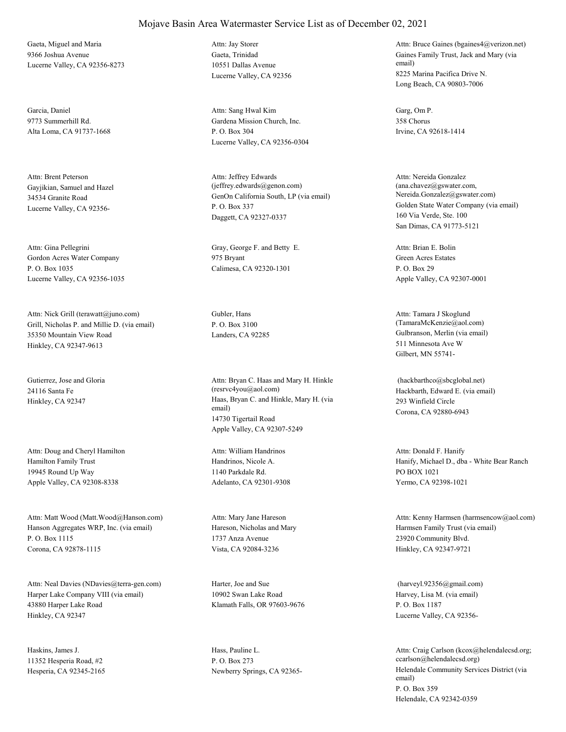# Mojave Basin Area Watermaster Service List as of December 02, 2021

Gaeta, Miguel and Maria
9366 Joshua Avenue
Lucerne Valley, CA 92356-8273

Attn: Jay Storer
Gaeta, Trinidad
10551 Dallas Avenue
Lucerne Valley, CA 92356

Attn: Bruce Gaines (bgaines4@verizon.net)
Gaines Family Trust, Jack and Mary (via email)
8225 Marina Pacifica Drive N.
Long Beach, CA 90803-7006

Garcia, Daniel
9773 Summerhill Rd.
Alta Loma, CA 91737-1668

Attn: Sang Hwal Kim
Gardena Mission Church, Inc.
P. O. Box 304
Lucerne Valley, CA 92356-0304

Garg, Om P.
358 Chorus
Irvine, CA 92618-1414

Attn: Brent Peterson
Gayjikian, Samuel and Hazel
34534 Granite Road
Lucerne Valley, CA 92356-

Attn: Jeffrey Edwards (jeffrey.edwards@genon.com)
GenOn California South, LP (via email)
P. O. Box 337
Daggett, CA 92327-0337

Attn: Nereida Gonzalez (ana.chavez@gswater.com, Nereida.Gonzalez@gswater.com)
Golden State Water Company (via email)
160 Via Verde, Ste. 100
San Dimas, CA 91773-5121

Attn: Gina Pellegrini
Gordon Acres Water Company
P. O. Box 1035
Lucerne Valley, CA 92356-1035

Gray, George F. and Betty E.
975 Bryant
Calimesa, CA 92320-1301

Attn: Brian E. Bolin
Green Acres Estates
P. O. Box 29
Apple Valley, CA 92307-0001

Attn: Nick Grill (terawatt@juno.com)
Grill, Nicholas P. and Millie D. (via email)
35350 Mountain View Road
Hinkley, CA 92347-9613

Gubler, Hans
P. O. Box 3100
Landers, CA 92285

Attn: Tamara J Skoglund (TamaraMcKenzie@aol.com)
Gulbranson, Merlin (via email)
511 Minnesota Ave W
Gilbert, MN 55741-

Gutierrez, Jose and Gloria
24116 Santa Fe
Hinkley, CA 92347

Attn: Bryan C. Haas and Mary H. Hinkle (resrvc4you@aol.com)
Haas, Bryan C. and Hinkle, Mary H. (via email)
14730 Tigertail Road
Apple Valley, CA 92307-5249

(hackbarthco@sbcglobal.net)
Hackbarth, Edward E. (via email)
293 Winfield Circle
Corona, CA 92880-6943

Attn: Doug and Cheryl Hamilton
Hamilton Family Trust
19945 Round Up Way
Apple Valley, CA 92308-8338

Attn: William Handrinos
Handrinos, Nicole A.
1140 Parkdale Rd.
Adelanto, CA 92301-9308

Attn: Donald F. Hanify
Hanify, Michael D., dba - White Bear Ranch
PO BOX 1021
Yermo, CA 92398-1021

Attn: Matt Wood (Matt.Wood@Hanson.com)
Hanson Aggregates WRP, Inc. (via email)
P. O. Box 1115
Corona, CA 92878-1115

Attn: Mary Jane Hareson
Hareson, Nicholas and Mary
1737 Anza Avenue
Vista, CA 92084-3236

Attn: Kenny Harmsen (harmsencow@aol.com)
Harmsen Family Trust (via email)
23920 Community Blvd.
Hinkley, CA 92347-9721

Attn: Neal Davies (NDavies@terra-gen.com)
Harper Lake Company VIII (via email)
43880 Harper Lake Road
Hinkley, CA 92347

Harter, Joe and Sue
10902 Swan Lake Road
Klamath Falls, OR 97603-9676

(harveyl.92356@gmail.com)
Harvey, Lisa M. (via email)
P. O. Box 1187
Lucerne Valley, CA 92356-

Haskins, James J.
11352 Hesperia Road, #2
Hesperia, CA 92345-2165

Hass, Pauline L.
P. O. Box 273
Newberry Springs, CA 92365-

Attn: Craig Carlson (kcox@helendalecsd.org; ccarlson@helendalecsd.org)
Helendale Community Services District (via email)
P. O. Box 359
Helendale, CA 92342-0359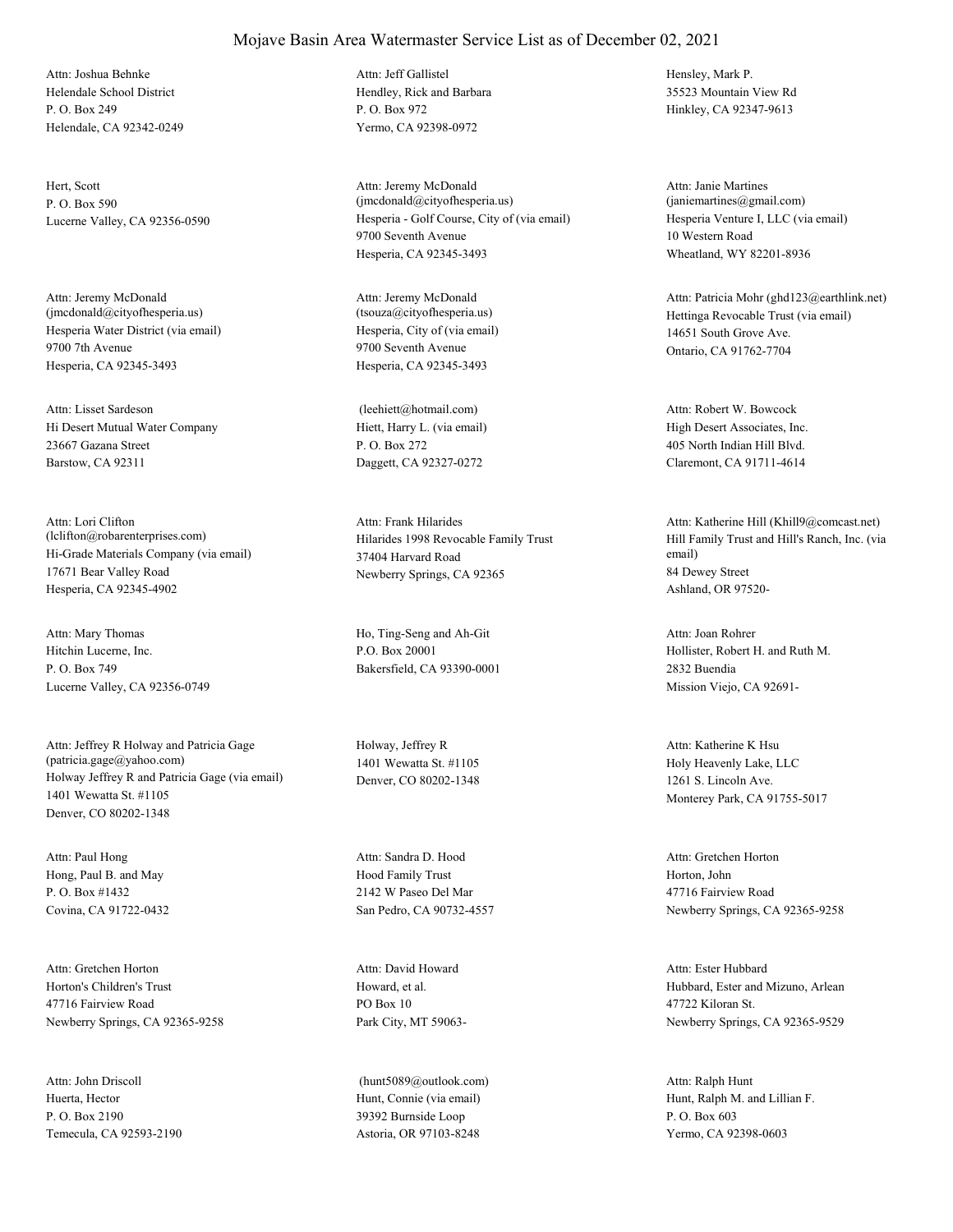# Mojave Basin Area Watermaster Service List as of December 02, 2021

Attn: Joshua Behnke
Helendale School District
P. O. Box 249
Helendale, CA 92342-0249

Attn: Jeff Gallistel
Hendley, Rick and Barbara
P. O. Box 972
Yermo, CA 92398-0972

Hensley, Mark P.
35523 Mountain View Rd
Hinkley, CA 92347-9613

Hert, Scott
P. O. Box 590
Lucerne Valley, CA 92356-0590

Attn: Jeremy McDonald
(jmcdonald@cityofhesperia.us)
Hesperia - Golf Course, City of (via email)
9700 Seventh Avenue
Hesperia, CA 92345-3493

Attn: Janie Martines
(janiemartines@gmail.com)
Hesperia Venture I, LLC (via email)
10 Western Road
Wheatland, WY 82201-8936

Attn: Jeremy McDonald
(jmcdonald@cityofhesperia.us)
Hesperia Water District (via email)
9700 7th Avenue
Hesperia, CA 92345-3493

Attn: Jeremy McDonald
(tsouza@cityofhesperia.us)
Hesperia, City of (via email)
9700 Seventh Avenue
Hesperia, CA 92345-3493

Attn: Patricia Mohr (ghd123@earthlink.net)
Hettinga Revocable Trust (via email)
14651 South Grove Ave.
Ontario, CA 91762-7704

Attn: Lisset Sardeson
Hi Desert Mutual Water Company
23667 Gazana Street
Barstow, CA 92311

(leehiett@hotmail.com)
Hiett, Harry L. (via email)
P. O. Box 272
Daggett, CA 92327-0272

Attn: Robert W. Bowcock
High Desert Associates, Inc.
405 North Indian Hill Blvd.
Claremont, CA 91711-4614

Attn: Lori Clifton
(lclifton@robarenterprises.com)
Hi-Grade Materials Company (via email)
17671 Bear Valley Road
Hesperia, CA 92345-4902

Attn: Frank Hilarides
Hilarides 1998 Revocable Family Trust
37404 Harvard Road
Newberry Springs, CA 92365

Attn: Katherine Hill (Khill9@comcast.net)
Hill Family Trust and Hill's Ranch, Inc. (via email)
84 Dewey Street
Ashland, OR 97520-

Attn: Mary Thomas
Hitchin Lucerne, Inc.
P. O. Box 749
Lucerne Valley, CA 92356-0749

Ho, Ting-Seng and Ah-Git
P.O. Box 20001
Bakersfield, CA 93390-0001

Attn: Joan Rohrer
Hollister, Robert H. and Ruth M.
2832 Buendia
Mission Viejo, CA 92691-

Attn: Jeffrey R Holway and Patricia Gage
(patricia.gage@yahoo.com)
Holway Jeffrey R and Patricia Gage (via email)
1401 Wewatta St. #1105
Denver, CO 80202-1348

Holway, Jeffrey R
1401 Wewatta St. #1105
Denver, CO 80202-1348

Attn: Katherine K Hsu
Holy Heavenly Lake, LLC
1261 S. Lincoln Ave.
Monterey Park, CA 91755-5017

Attn: Paul Hong
Hong, Paul B. and May
P. O. Box #1432
Covina, CA 91722-0432

Attn: Sandra D. Hood
Hood Family Trust
2142 W Paseo Del Mar
San Pedro, CA 90732-4557

Attn: Gretchen Horton
Horton, John
47716 Fairview Road
Newberry Springs, CA 92365-9258

Attn: Gretchen Horton
Horton's Children's Trust
47716 Fairview Road
Newberry Springs, CA 92365-9258

Attn: David Howard
Howard, et al.
PO Box 10
Park City, MT 59063-

Attn: Ester Hubbard
Hubbard, Ester and Mizuno, Arlean
47722 Kiloran St.
Newberry Springs, CA 92365-9529

Attn: John Driscoll
Huerta, Hector
P. O. Box 2190
Temecula, CA 92593-2190

(hunt5089@outlook.com)
Hunt, Connie (via email)
39392 Burnside Loop
Astoria, OR 97103-8248

Attn: Ralph Hunt
Hunt, Ralph M. and Lillian F.
P. O. Box 603
Yermo, CA 92398-0603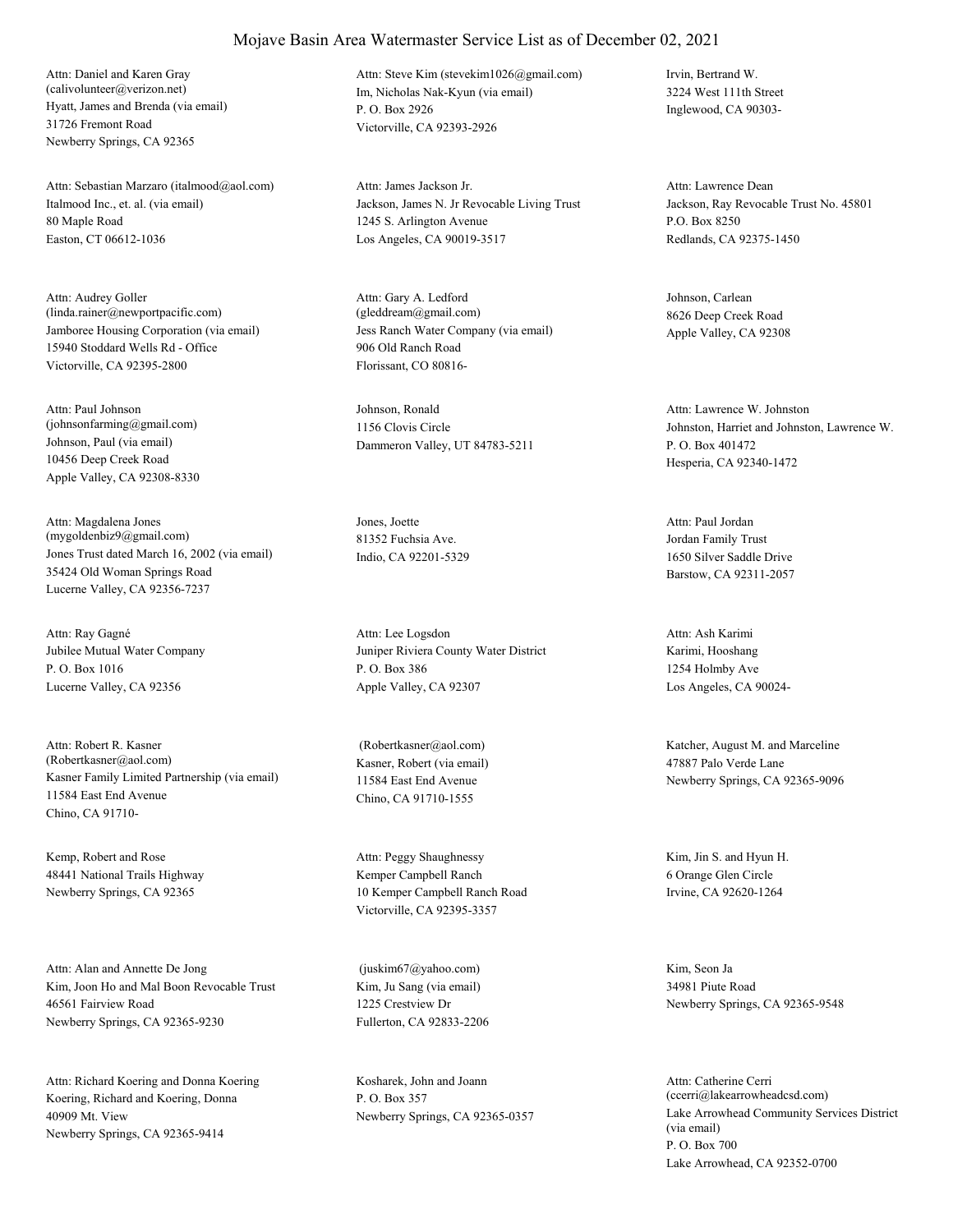# Mojave Basin Area Watermaster Service List as of December 02, 2021

Attn: Daniel and Karen Gray
(calivolunteer@verizon.net)
Hyatt, James and Brenda (via email)
31726 Fremont Road
Newberry Springs, CA 92365

Attn: Steve Kim (stevekim1026@gmail.com)
Im, Nicholas Nak-Kyun (via email)
P. O. Box 2926
Victorville, CA 92393-2926

Irvin, Bertrand W.
3224 West 111th Street
Inglewood, CA 90303-

Attn: Sebastian Marzaro (italmood@aol.com)
Italmood Inc., et. al. (via email)
80 Maple Road
Easton, CT 06612-1036

Attn: James Jackson Jr.
Jackson, James N. Jr Revocable Living Trust
1245 S. Arlington Avenue
Los Angeles, CA 90019-3517

Attn: Lawrence Dean
Jackson, Ray Revocable Trust No. 45801
P.O. Box 8250
Redlands, CA 92375-1450

Attn: Audrey Goller
(linda.rainer@newportpacific.com)
Jamboree Housing Corporation (via email)
15940 Stoddard Wells Rd - Office
Victorville, CA 92395-2800

Attn: Gary A. Ledford
(gleddream@gmail.com)
Jess Ranch Water Company (via email)
906 Old Ranch Road
Florissant, CO 80816-

Johnson, Carlean
8626 Deep Creek Road
Apple Valley, CA 92308

Attn: Paul Johnson
(johnsonfarming@gmail.com)
Johnson, Paul (via email)
10456 Deep Creek Road
Apple Valley, CA 92308-8330

Johnson, Ronald
1156 Clovis Circle
Dammeron Valley, UT 84783-5211

Attn: Lawrence W. Johnston
Johnston, Harriet and Johnston, Lawrence W.
P. O. Box 401472
Hesperia, CA 92340-1472

Attn: Magdalena Jones
(mygoldenbiz9@gmail.com)
Jones Trust dated March 16, 2002 (via email)
35424 Old Woman Springs Road
Lucerne Valley, CA 92356-7237

Jones, Joette
81352 Fuchsia Ave.
Indio, CA 92201-5329

Attn: Paul Jordan
Jordan Family Trust
1650 Silver Saddle Drive
Barstow, CA 92311-2057

Attn: Ray Gagné
Jubilee Mutual Water Company
P. O. Box 1016
Lucerne Valley, CA 92356

Attn: Lee Logsdon
Juniper Riviera County Water District
P. O. Box 386
Apple Valley, CA 92307

Attn: Ash Karimi
Karimi, Hooshang
1254 Holmby Ave
Los Angeles, CA 90024-

Attn: Robert R. Kasner
(Robertkasner@aol.com)
Kasner Family Limited Partnership (via email)
11584 East End Avenue
Chino, CA 91710-

(Robertkasner@aol.com)
Kasner, Robert (via email)
11584 East End Avenue
Chino, CA 91710-1555

Katcher, August M. and Marceline
47887 Palo Verde Lane
Newberry Springs, CA 92365-9096

Kemp, Robert and Rose
48441 National Trails Highway
Newberry Springs, CA 92365

Attn: Peggy Shaughnessy
Kemper Campbell Ranch
10 Kemper Campbell Ranch Road
Victorville, CA 92395-3357

Kim, Jin S. and Hyun H.
6 Orange Glen Circle
Irvine, CA 92620-1264

Attn: Alan and Annette De Jong
Kim, Joon Ho and Mal Boon Revocable Trust
46561 Fairview Road
Newberry Springs, CA 92365-9230

(juskim67@yahoo.com)
Kim, Ju Sang (via email)
1225 Crestview Dr
Fullerton, CA 92833-2206

Kim, Seon Ja
34981 Piute Road
Newberry Springs, CA 92365-9548

Attn: Richard Koering and Donna Koering
Koering, Richard and Koering, Donna
40909 Mt. View
Newberry Springs, CA 92365-9414

Kosharek, John and Joann
P. O. Box 357
Newberry Springs, CA 92365-0357

Attn: Catherine Cerri
(ccerri@lakearrowheadcsd.com)
Lake Arrowhead Community Services District (via email)
P. O. Box 700
Lake Arrowhead, CA 92352-0700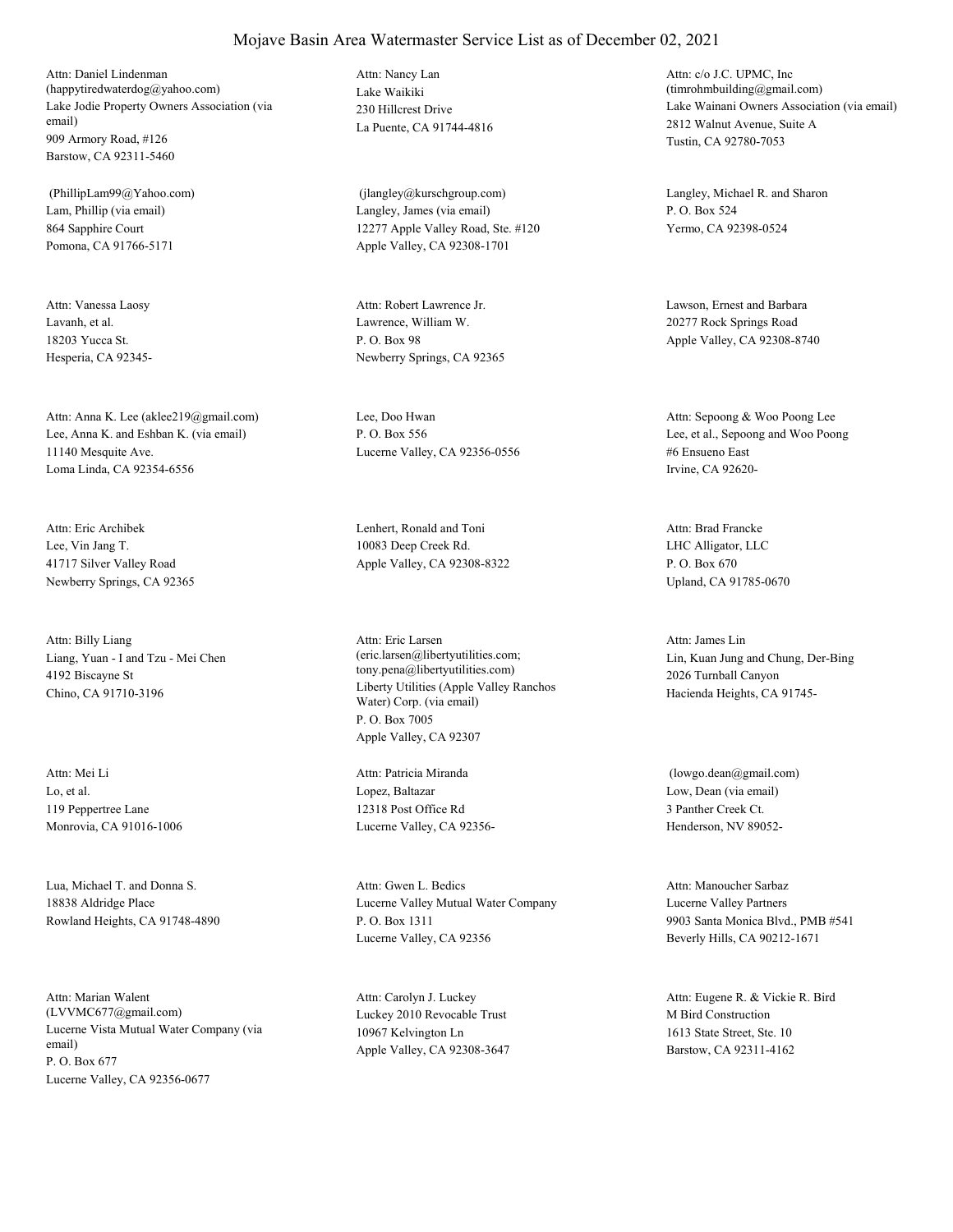# Mojave Basin Area Watermaster Service List as of December 02, 2021

Attn: Daniel Lindenman
(happytiredwaterdog@yahoo.com)
Lake Jodie Property Owners Association (via email)
909 Armory Road, #126
Barstow, CA 92311-5460

Attn: Nancy Lan
Lake Waikiki
230 Hillcrest Drive
La Puente, CA 91744-4816

Attn: c/o J.C. UPMC, Inc
(timrohmbuilding@gmail.com)
Lake Wainani Owners Association (via email)
2812 Walnut Avenue, Suite A
Tustin, CA 92780-7053

(PhillipLam99@Yahoo.com)
Lam, Phillip (via email)
864 Sapphire Court
Pomona, CA 91766-5171

(jlangley@kurschgroup.com)
Langley, James (via email)
12277 Apple Valley Road, Ste. #120
Apple Valley, CA 92308-1701

Langley, Michael R. and Sharon
P. O. Box 524
Yermo, CA 92398-0524

Attn: Vanessa Laosy
Lavanh, et al.
18203 Yucca St.
Hesperia, CA 92345-

Attn: Robert Lawrence Jr.
Lawrence, William W.
P. O. Box 98
Newberry Springs, CA 92365

Lawson, Ernest and Barbara
20277 Rock Springs Road
Apple Valley, CA 92308-8740

Attn: Anna K. Lee (aklee219@gmail.com)
Lee, Anna K. and Eshban K. (via email)
11140 Mesquite Ave.
Loma Linda, CA 92354-6556

Lee, Doo Hwan
P. O. Box 556
Lucerne Valley, CA 92356-0556

Attn: Sepoong & Woo Poong Lee
Lee, et al., Sepoong and Woo Poong
#6 Ensueno East
Irvine, CA 92620-

Attn: Eric Archibek
Lee, Vin Jang T.
41717 Silver Valley Road
Newberry Springs, CA 92365

Lenhert, Ronald and Toni
10083 Deep Creek Rd.
Apple Valley, CA 92308-8322

Attn: Brad Francke
LHC Alligator, LLC
P. O. Box 670
Upland, CA 91785-0670

Attn: Billy Liang
Liang, Yuan - I and Tzu - Mei Chen
4192 Biscayne St
Chino, CA 91710-3196

Attn: Eric Larsen
(eric.larsen@libertyutilities.com; tony.pena@libertyutilities.com)
Liberty Utilities (Apple Valley Ranchos Water) Corp. (via email)
P. O. Box 7005
Apple Valley, CA 92307

Attn: James Lin
Lin, Kuan Jung and Chung, Der-Bing
2026 Turnball Canyon
Hacienda Heights, CA 91745-

Attn: Mei Li
Lo, et al.
119 Peppertree Lane
Monrovia, CA 91016-1006

Attn: Patricia Miranda
Lopez, Baltazar
12318 Post Office Rd
Lucerne Valley, CA 92356-

(lowgo.dean@gmail.com)
Low, Dean (via email)
3 Panther Creek Ct.
Henderson, NV 89052-

Lua, Michael T. and Donna S.
18838 Aldridge Place
Rowland Heights, CA 91748-4890

Attn: Gwen L. Bedics
Lucerne Valley Mutual Water Company
P. O. Box 1311
Lucerne Valley, CA 92356

Attn: Manoucher Sarbaz
Lucerne Valley Partners
9903 Santa Monica Blvd., PMB #541
Beverly Hills, CA 90212-1671

Attn: Marian Walent
(LVVMC677@gmail.com)
Lucerne Vista Mutual Water Company (via email)
P. O. Box 677
Lucerne Valley, CA 92356-0677

Attn: Carolyn J. Luckey
Luckey 2010 Revocable Trust
10967 Kelvington Ln
Apple Valley, CA 92308-3647

Attn: Eugene R. & Vickie R. Bird
M Bird Construction
1613 State Street, Ste. 10
Barstow, CA 92311-4162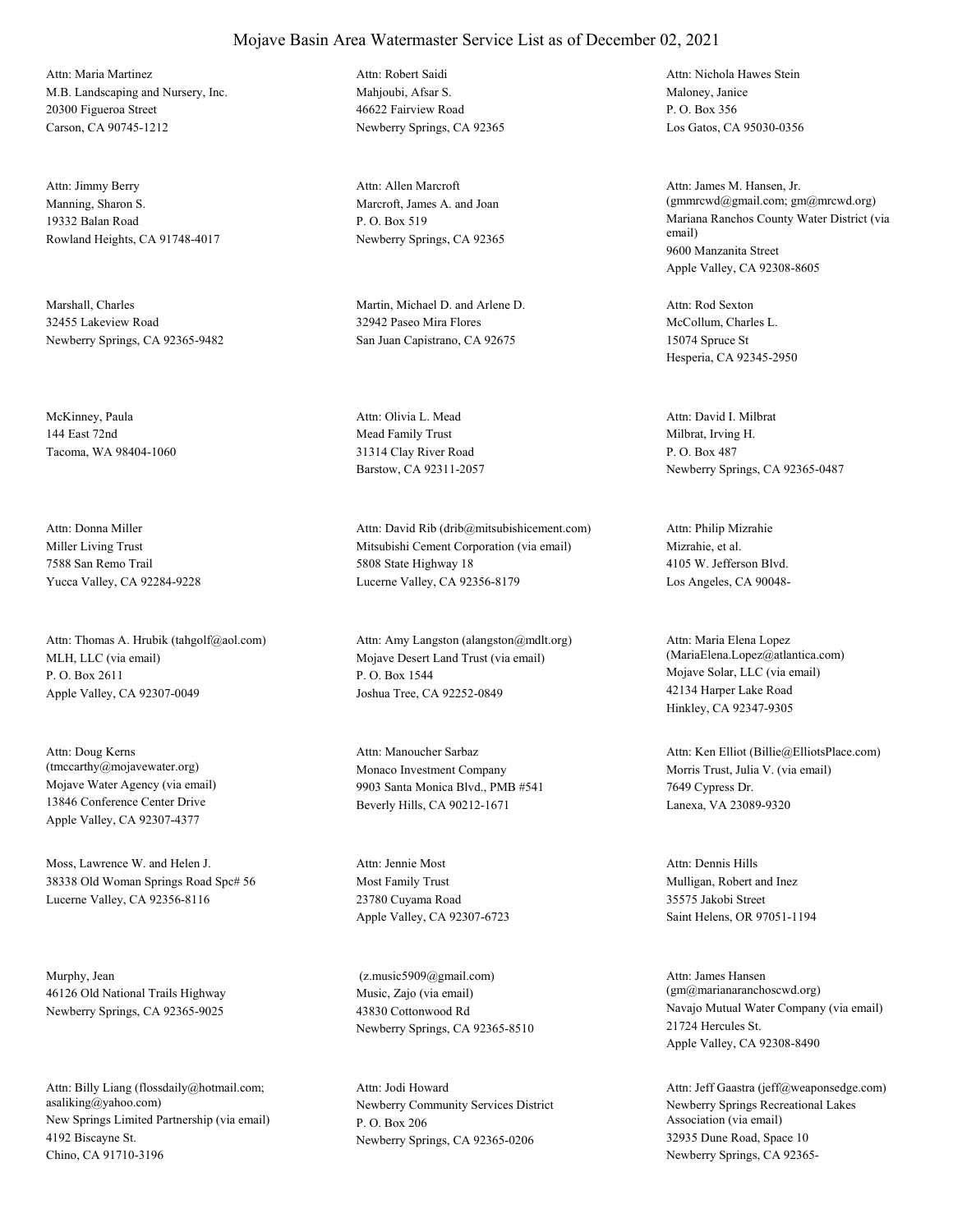# Mojave Basin Area Watermaster Service List as of December 02, 2021

Attn: Maria Martinez
M.B. Landscaping and Nursery, Inc.
20300 Figueroa Street
Carson, CA 90745-1212

Attn: Robert Saidi
Mahjoubi, Afsar S.
46622 Fairview Road
Newberry Springs, CA 92365

Attn: Nichola Hawes Stein
Maloney, Janice
P. O. Box 356
Los Gatos, CA 95030-0356

Attn: Jimmy Berry
Manning, Sharon S.
19332 Balan Road
Rowland Heights, CA 91748-4017

Attn: Allen Marcroft
Marcroft, James A. and Joan
P. O. Box 519
Newberry Springs, CA 92365

Attn: James M. Hansen, Jr.
(gmmrcwd@gmail.com; gm@mrcwd.org)
Mariana Ranchos County Water District (via email)
9600 Manzanita Street
Apple Valley, CA 92308-8605

Marshall, Charles
32455 Lakeview Road
Newberry Springs, CA 92365-9482

Martin, Michael D. and Arlene D.
32942 Paseo Mira Flores
San Juan Capistrano, CA 92675

Attn: Rod Sexton
McCollum, Charles L.
15074 Spruce St
Hesperia, CA 92345-2950

McKinney, Paula
144 East 72nd
Tacoma, WA 98404-1060

Attn: Olivia L. Mead
Mead Family Trust
31314 Clay River Road
Barstow, CA 92311-2057

Attn: David I. Milbrat
Milbrat, Irving H.
P. O. Box 487
Newberry Springs, CA 92365-0487

Attn: Donna Miller
Miller Living Trust
7588 San Remo Trail
Yucca Valley, CA 92284-9228

Attn: David Rib (drib@mitsubishicement.com)
Mitsubishi Cement Corporation (via email)
5808 State Highway 18
Lucerne Valley, CA 92356-8179

Attn: Philip Mizrahie
Mizrahie, et al.
4105 W. Jefferson Blvd.
Los Angeles, CA 90048-

Attn: Thomas A. Hrubik (tahgolf@aol.com)
MLH, LLC (via email)
P. O. Box 2611
Apple Valley, CA 92307-0049

Attn: Amy Langston (alangston@mdlt.org)
Mojave Desert Land Trust (via email)
P. O. Box 1544
Joshua Tree, CA 92252-0849

Attn: Maria Elena Lopez
(MariaElena.Lopez@atlantica.com)
Mojave Solar, LLC (via email)
42134 Harper Lake Road
Hinkley, CA 92347-9305

Attn: Doug Kerns
(tmccarthy@mojavewater.org)
Mojave Water Agency (via email)
13846 Conference Center Drive
Apple Valley, CA 92307-4377

Attn: Manoucher Sarbaz
Monaco Investment Company
9903 Santa Monica Blvd., PMB #541
Beverly Hills, CA 90212-1671

Attn: Ken Elliot (Billie@ElliotsPlace.com)
Morris Trust, Julia V. (via email)
7649 Cypress Dr.
Lanexa, VA 23089-9320

Moss, Lawrence W. and Helen J.
38338 Old Woman Springs Road Spc# 56
Lucerne Valley, CA 92356-8116

Attn: Jennie Most
Most Family Trust
23780 Cuyama Road
Apple Valley, CA 92307-6723

Attn: Dennis Hills
Mulligan, Robert and Inez
35575 Jakobi Street
Saint Helens, OR 97051-1194

Murphy, Jean
46126 Old National Trails Highway
Newberry Springs, CA 92365-9025

(z.music5909@gmail.com)
Music, Zajo (via email)
43830 Cottonwood Rd
Newberry Springs, CA 92365-8510

Attn: James Hansen
(gm@marianaranchoscwd.org)
Navajo Mutual Water Company (via email)
21724 Hercules St.
Apple Valley, CA 92308-8490

Attn: Billy Liang (flossdaily@hotmail.com; asaliking@yahoo.com)
New Springs Limited Partnership (via email)
4192 Biscayne St.
Chino, CA 91710-3196

Attn: Jodi Howard
Newberry Community Services District
P. O. Box 206
Newberry Springs, CA 92365-0206

Attn: Jeff Gaastra (jeff@weaponsedge.com)
Newberry Springs Recreational Lakes Association (via email)
32935 Dune Road, Space 10
Newberry Springs, CA 92365-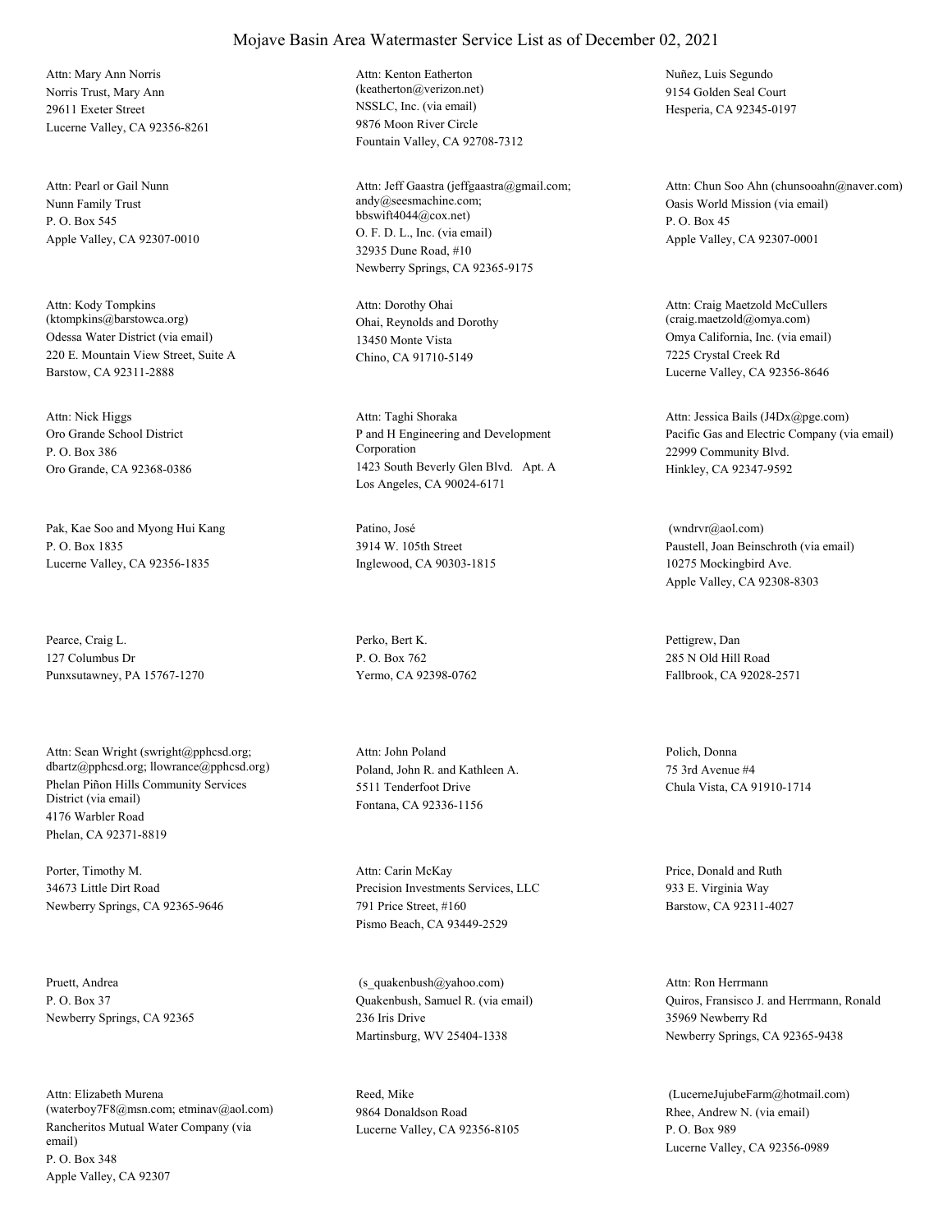# Mojave Basin Area Watermaster Service List as of December 02, 2021

Attn: Mary Ann Norris
Norris Trust, Mary Ann
29611 Exeter Street
Lucerne Valley, CA 92356-8261

Attn: Kenton Eatherton
(keatherton@verizon.net)
NSSLC, Inc. (via email)
9876 Moon River Circle
Fountain Valley, CA 92708-7312

Nuñez, Luis Segundo
9154 Golden Seal Court
Hesperia, CA 92345-0197

Attn: Pearl or Gail Nunn
Nunn Family Trust
P. O. Box 545
Apple Valley, CA 92307-0010

Attn: Jeff Gaastra (jeffgaastra@gmail.com; andy@seesmachine.com; bbswift4044@cox.net)
O. F. D. L., Inc. (via email)
32935 Dune Road, #10
Newberry Springs, CA 92365-9175

Attn: Chun Soo Ahn (chunsooahn@naver.com)
Oasis World Mission (via email)
P. O. Box 45
Apple Valley, CA 92307-0001

Attn: Kody Tompkins
(ktompkins@barstowca.org)
Odessa Water District (via email)
220 E. Mountain View Street, Suite A
Barstow, CA 92311-2888

Attn: Dorothy Ohai
Ohai, Reynolds and Dorothy
13450 Monte Vista
Chino, CA 91710-5149

Attn: Craig Maetzold McCullers
(craig.maetzold@omya.com)
Omya California, Inc. (via email)
7225 Crystal Creek Rd
Lucerne Valley, CA 92356-8646

Attn: Nick Higgs
Oro Grande School District
P. O. Box 386
Oro Grande, CA 92368-0386

Attn: Taghi Shoraka
P and H Engineering and Development Corporation
1423 South Beverly Glen Blvd. Apt. A
Los Angeles, CA 90024-6171

Attn: Jessica Bails (J4Dx@pge.com)
Pacific Gas and Electric Company (via email)
22999 Community Blvd.
Hinkley, CA 92347-9592

Pak, Kae Soo and Myong Hui Kang
P. O. Box 1835
Lucerne Valley, CA 92356-1835

Patino, José
3914 W. 105th Street
Inglewood, CA 90303-1815

(wndrvr@aol.com)
Paustell, Joan Beinschroth (via email)
10275 Mockingbird Ave.
Apple Valley, CA 92308-8303

Pearce, Craig L.
127 Columbus Dr
Punxsutawney, PA 15767-1270

Perko, Bert K.
P. O. Box 762
Yermo, CA 92398-0762

Pettigrew, Dan
285 N Old Hill Road
Fallbrook, CA 92028-2571

Attn: Sean Wright (swright@pphcsd.org; dbartz@pphcsd.org; llowrance@pphcsd.org)
Phelan Piñon Hills Community Services District (via email)
4176 Warbler Road
Phelan, CA 92371-8819

Attn: John Poland
Poland, John R. and Kathleen A.
5511 Tenderfoot Drive
Fontana, CA 92336-1156

Polich, Donna
75 3rd Avenue #4
Chula Vista, CA 91910-1714

Porter, Timothy M.
34673 Little Dirt Road
Newberry Springs, CA 92365-9646

Attn: Carin McKay
Precision Investments Services, LLC
791 Price Street, #160
Pismo Beach, CA 93449-2529

Price, Donald and Ruth
933 E. Virginia Way
Barstow, CA 92311-4027

Pruett, Andrea
P. O. Box 37
Newberry Springs, CA 92365

(s_quakenbush@yahoo.com)
Quakenbush, Samuel R. (via email)
236 Iris Drive
Martinsburg, WV 25404-1338

Attn: Ron Herrmann
Quiros, Fransisco J. and Herrmann, Ronald
35969 Newberry Rd
Newberry Springs, CA 92365-9438

Attn: Elizabeth Murena
(waterboy7F8@msn.com; etminav@aol.com)
Rancheritos Mutual Water Company (via email)
P. O. Box 348
Apple Valley, CA 92307

Reed, Mike
9864 Donaldson Road
Lucerne Valley, CA 92356-8105

(LucerneJujubeFarm@hotmail.com)
Rhee, Andrew N. (via email)
P. O. Box 989
Lucerne Valley, CA 92356-0989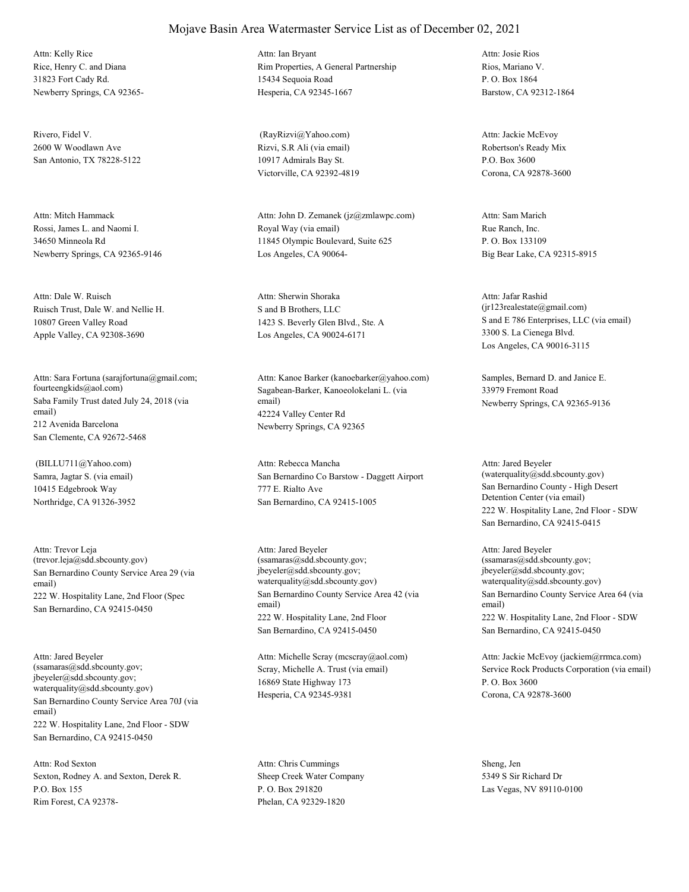# Mojave Basin Area Watermaster Service List as of December 02, 2021

Attn: Kelly Rice
Rice, Henry C. and Diana
31823 Fort Cady Rd.
Newberry Springs, CA 92365-

Attn: Ian Bryant
Rim Properties, A General Partnership
15434 Sequoia Road
Hesperia, CA 92345-1667

Attn: Josie Rios
Rios, Mariano V.
P. O. Box 1864
Barstow, CA 92312-1864

Rivero, Fidel V.
2600 W Woodlawn Ave
San Antonio, TX 78228-5122

(RayRizvi@Yahoo.com)
Rizvi, S.R Ali (via email)
10917 Admirals Bay St.
Victorville, CA 92392-4819

Attn: Jackie McEvoy
Robertson's Ready Mix
P.O. Box 3600
Corona, CA 92878-3600

Attn: Mitch Hammack
Rossi, James L. and Naomi I.
34650 Minneola Rd
Newberry Springs, CA 92365-9146

Attn: John D. Zemanek (jz@zmlawpc.com)
Royal Way (via email)
11845 Olympic Boulevard, Suite 625
Los Angeles, CA 90064-

Attn: Sam Marich
Rue Ranch, Inc.
P. O. Box 133109
Big Bear Lake, CA 92315-8915

Attn: Dale W. Ruisch
Ruisch Trust, Dale W. and Nellie H.
10807 Green Valley Road
Apple Valley, CA 92308-3690

Attn: Sherwin Shoraka
S and B Brothers, LLC
1423 S. Beverly Glen Blvd., Ste. A
Los Angeles, CA 90024-6171

Attn: Jafar Rashid
(jr123realestate@gmail.com)
S and E 786 Enterprises, LLC (via email)
3300 S. La Cienega Blvd.
Los Angeles, CA 90016-3115

Attn: Sara Fortuna (sarajfortuna@gmail.com; fourteengkids@aol.com)
Saba Family Trust dated July 24, 2018 (via email)
212 Avenida Barcelona
San Clemente, CA 92672-5468

Attn: Kanoe Barker (kanoebarker@yahoo.com)
Sagabean-Barker, Kanoeolokelani L. (via email)
42224 Valley Center Rd
Newberry Springs, CA 92365

Samples, Bernard D. and Janice E.
33979 Fremont Road
Newberry Springs, CA 92365-9136

(BILLU711@Yahoo.com)
Samra, Jagtar S. (via email)
10415 Edgebrook Way
Northridge, CA 91326-3952

Attn: Rebecca Mancha
San Bernardino Co Barstow - Daggett Airport
777 E. Rialto Ave
San Bernardino, CA 92415-1005

Attn: Jared Beyeler
(waterquality@sdd.sbcounty.gov)
San Bernardino County - High Desert Detention Center (via email)
222 W. Hospitality Lane, 2nd Floor - SDW
San Bernardino, CA 92415-0415

Attn: Trevor Leja
(trevor.leja@sdd.sbcounty.gov)
San Bernardino County Service Area 29 (via email)
222 W. Hospitality Lane, 2nd Floor (Spec
San Bernardino, CA 92415-0450

Attn: Jared Beyeler
(ssamaras@sdd.sbcounty.gov; jbeyeler@sdd.sbcounty.gov; waterquality@sdd.sbcounty.gov)
San Bernardino County Service Area 42 (via email)
222 W. Hospitality Lane, 2nd Floor
San Bernardino, CA 92415-0450

Attn: Jared Beyeler
(ssamaras@sdd.sbcounty.gov; jbeyeler@sdd.sbcounty.gov; waterquality@sdd.sbcounty.gov)
San Bernardino County Service Area 64 (via email)
222 W. Hospitality Lane, 2nd Floor - SDW
San Bernardino, CA 92415-0450

Attn: Jared Beyeler
(ssamaras@sdd.sbcounty.gov; jbeyeler@sdd.sbcounty.gov; waterquality@sdd.sbcounty.gov)
San Bernardino County Service Area 70J (via email)
222 W. Hospitality Lane, 2nd Floor - SDW
San Bernardino, CA 92415-0450

Attn: Michelle Scray (mcscray@aol.com)
Scray, Michelle A. Trust (via email)
16869 State Highway 173
Hesperia, CA 92345-9381

Attn: Jackie McEvoy (jackiem@rrmca.com)
Service Rock Products Corporation (via email)
P. O. Box 3600
Corona, CA 92878-3600

Attn: Rod Sexton
Sexton, Rodney A. and Sexton, Derek R.
P.O. Box 155
Rim Forest, CA 92378-

Attn: Chris Cummings
Sheep Creek Water Company
P. O. Box 291820
Phelan, CA 92329-1820

Sheng, Jen
5349 S Sir Richard Dr
Las Vegas, NV 89110-0100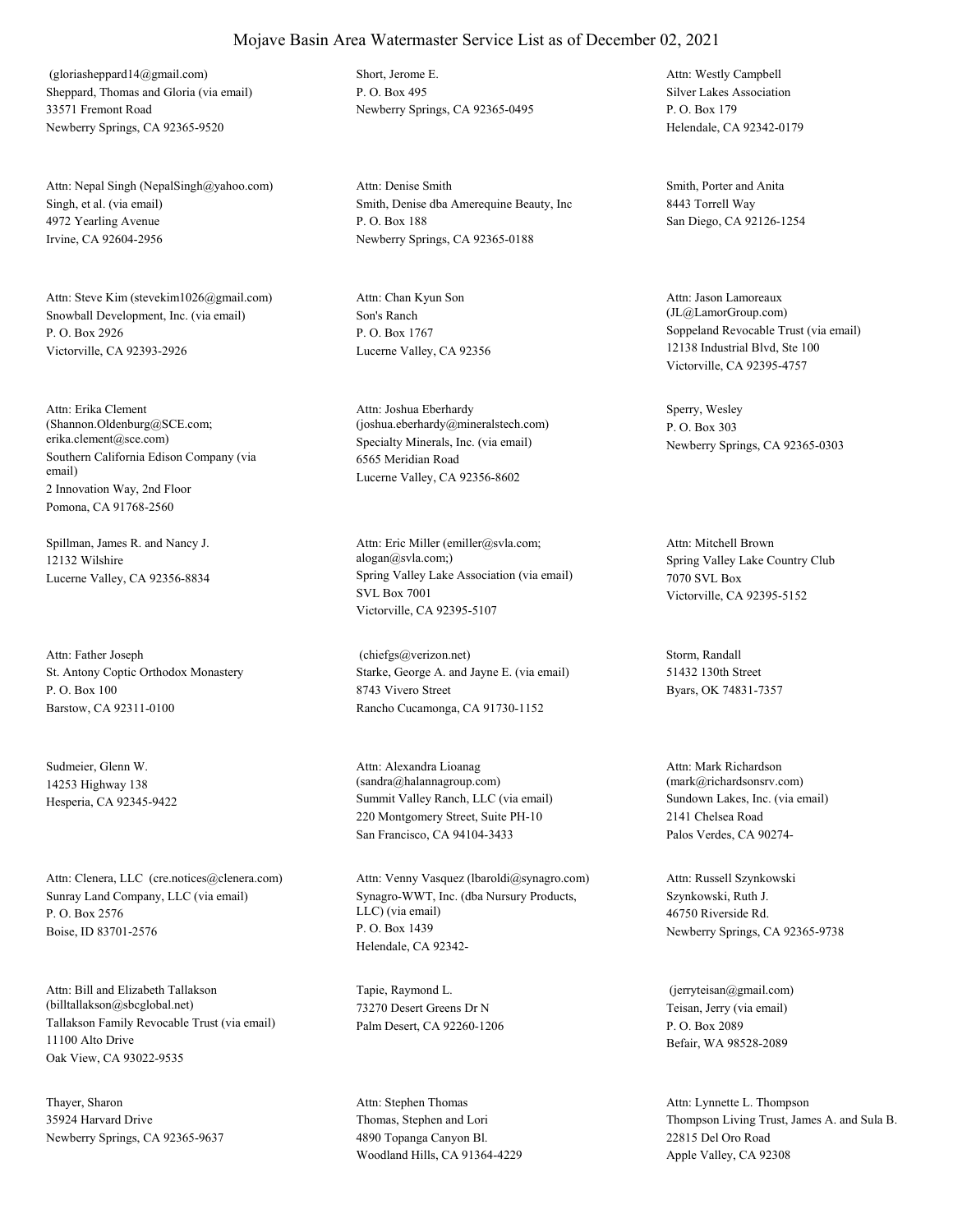# Mojave Basin Area Watermaster Service List as of December 02, 2021

(gloriasheppard14@gmail.com)
Sheppard, Thomas and Gloria (via email)
33571 Fremont Road
Newberry Springs, CA 92365-9520

Short, Jerome E.
P. O. Box 495
Newberry Springs, CA 92365-0495

Attn: Westly Campbell
Silver Lakes Association
P. O. Box 179
Helendale, CA 92342-0179

Attn: Nepal Singh (NepalSingh@yahoo.com)
Singh, et al. (via email)
4972 Yearling Avenue
Irvine, CA 92604-2956

Attn: Denise Smith
Smith, Denise dba Amerequine Beauty, Inc
P. O. Box 188
Newberry Springs, CA 92365-0188

Smith, Porter and Anita
8443 Torrell Way
San Diego, CA 92126-1254

Attn: Steve Kim (stevekim1026@gmail.com)
Snowball Development, Inc. (via email)
P. O. Box 2926
Victorville, CA 92393-2926

Attn: Chan Kyun Son
Son's Ranch
P. O. Box 1767
Lucerne Valley, CA 92356

Attn: Jason Lamoreaux
(JL@LamorGroup.com)
Soppeland Revocable Trust (via email)
12138 Industrial Blvd, Ste 100
Victorville, CA 92395-4757

Attn: Erika Clement
(Shannon.Oldenburg@SCE.com; erika.clement@sce.com)
Southern California Edison Company (via email)
2 Innovation Way, 2nd Floor
Pomona, CA 91768-2560

Attn: Joshua Eberhardy
(joshua.eberhardy@mineralstech.com)
Specialty Minerals, Inc. (via email)
6565 Meridian Road
Lucerne Valley, CA 92356-8602

Sperry, Wesley
P. O. Box 303
Newberry Springs, CA 92365-0303

Spillman, James R. and Nancy J.
12132 Wilshire
Lucerne Valley, CA 92356-8834

Attn: Eric Miller (emiller@svla.com; alogan@svla.com;)
Spring Valley Lake Association (via email)
SVL Box 7001
Victorville, CA 92395-5107

Attn: Mitchell Brown
Spring Valley Lake Country Club
7070 SVL Box
Victorville, CA 92395-5152

Attn: Father Joseph
St. Antony Coptic Orthodox Monastery
P. O. Box 100
Barstow, CA 92311-0100

(chiefgs@verizon.net)
Starke, George A. and Jayne E. (via email)
8743 Vivero Street
Rancho Cucamonga, CA 91730-1152

Storm, Randall
51432 130th Street
Byars, OK 74831-7357

Sudmeier, Glenn W.
14253 Highway 138
Hesperia, CA 92345-9422

Attn: Alexandra Lioanag
(sandra@halannagroup.com)
Summit Valley Ranch, LLC (via email)
220 Montgomery Street, Suite PH-10
San Francisco, CA 94104-3433

Attn: Mark Richardson
(mark@richardsonsrv.com)
Sundown Lakes, Inc. (via email)
2141 Chelsea Road
Palos Verdes, CA 90274-

Attn: Clenera, LLC (cre.notices@clenera.com)
Sunray Land Company, LLC (via email)
P. O. Box 2576
Boise, ID 83701-2576

Attn: Venny Vasquez (lbaroldi@synagro.com)
Synagro-WWT, Inc. (dba Nursury Products, LLC) (via email)
P. O. Box 1439
Helendale, CA 92342-

Attn: Russell Szynkowski
Szynkowski, Ruth J.
46750 Riverside Rd.
Newberry Springs, CA 92365-9738

Attn: Bill and Elizabeth Tallakson
(billtallakson@sbcglobal.net)
Tallakson Family Revocable Trust (via email)
11100 Alto Drive
Oak View, CA 93022-9535

Tapie, Raymond L.
73270 Desert Greens Dr N
Palm Desert, CA 92260-1206

(jerryteisan@gmail.com)
Teisan, Jerry (via email)
P. O. Box 2089
Befair, WA 98528-2089

Thayer, Sharon
35924 Harvard Drive
Newberry Springs, CA 92365-9637

Attn: Stephen Thomas
Thomas, Stephen and Lori
4890 Topanga Canyon Bl.
Woodland Hills, CA 91364-4229

Attn: Lynnette L. Thompson
Thompson Living Trust, James A. and Sula B.
22815 Del Oro Road
Apple Valley, CA 92308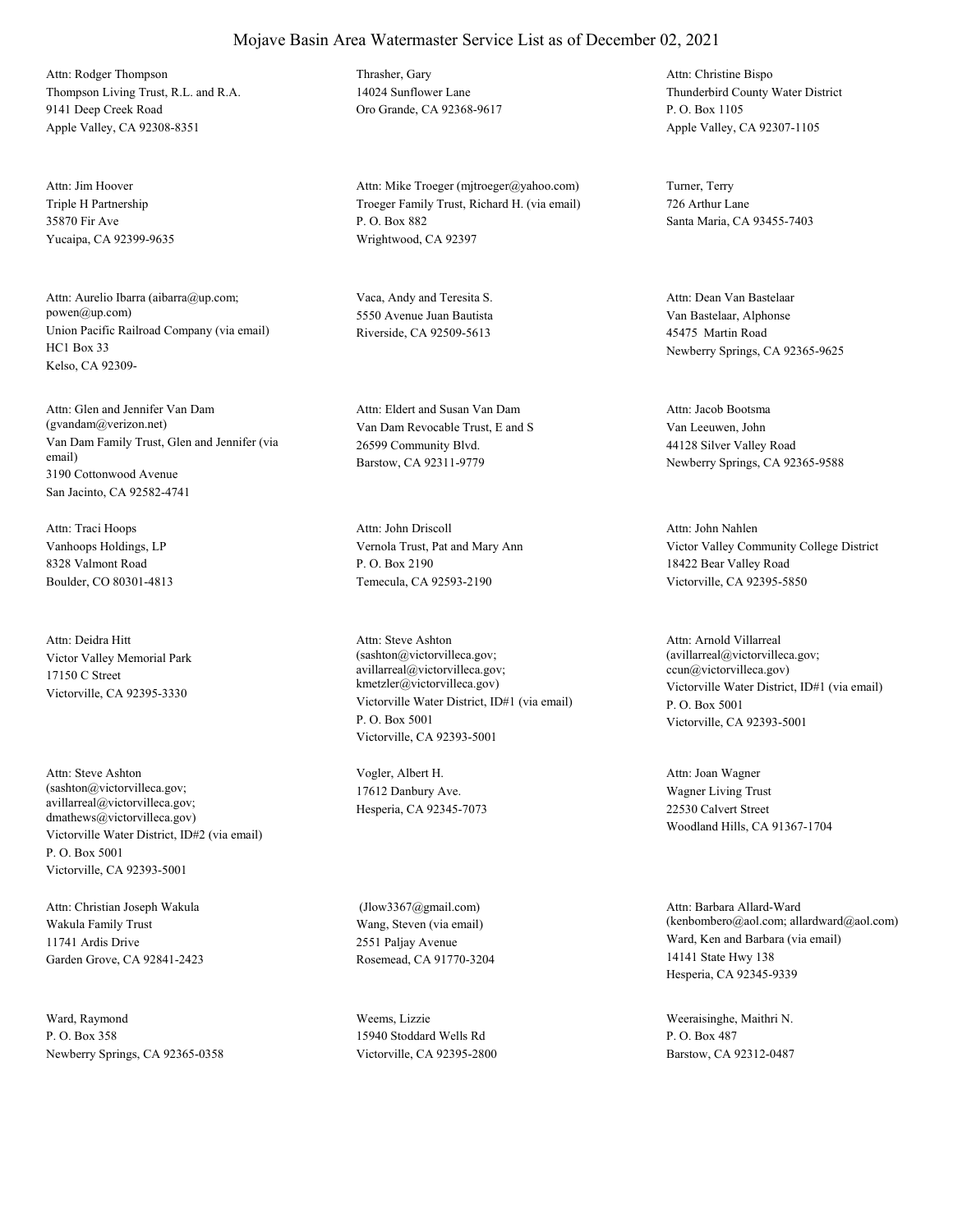# Mojave Basin Area Watermaster Service List as of December 02, 2021

Attn: Rodger Thompson
Thompson Living Trust, R.L. and R.A.
9141 Deep Creek Road
Apple Valley, CA 92308-8351

Thrasher, Gary
14024 Sunflower Lane
Oro Grande, CA 92368-9617

Attn: Christine Bispo
Thunderbird County Water District
P. O. Box 1105
Apple Valley, CA 92307-1105

Attn: Jim Hoover
Triple H Partnership
35870 Fir Ave
Yucaipa, CA 92399-9635

Attn: Mike Troeger (mjtroeger@yahoo.com)
Troeger Family Trust, Richard H. (via email)
P. O. Box 882
Wrightwood, CA 92397

Turner, Terry
726 Arthur Lane
Santa Maria, CA 93455-7403

Attn: Aurelio Ibarra (aibarra@up.com; powen@up.com)
Union Pacific Railroad Company (via email)
HC1 Box 33
Kelso, CA 92309-

Vaca, Andy and Teresita S.
5550 Avenue Juan Bautista
Riverside, CA 92509-5613

Attn: Dean Van Bastelaar
Van Bastelaar, Alphonse
45475 Martin Road
Newberry Springs, CA 92365-9625

Attn: Glen and Jennifer Van Dam (gvandam@verizon.net)
Van Dam Family Trust, Glen and Jennifer (via email)
3190 Cottonwood Avenue
San Jacinto, CA 92582-4741

Attn: Eldert and Susan Van Dam
Van Dam Revocable Trust, E and S
26599 Community Blvd.
Barstow, CA 92311-9779

Attn: Jacob Bootsma
Van Leeuwen, John
44128 Silver Valley Road
Newberry Springs, CA 92365-9588

Attn: Traci Hoops
Vanhoops Holdings, LP
8328 Valmont Road
Boulder, CO 80301-4813

Attn: John Driscoll
Vernola Trust, Pat and Mary Ann
P. O. Box 2190
Temecula, CA 92593-2190

Attn: John Nahlen
Victor Valley Community College District
18422 Bear Valley Road
Victorville, CA 92395-5850

Attn: Deidra Hitt
Victor Valley Memorial Park
17150 C Street
Victorville, CA 92395-3330

Attn: Steve Ashton (sashton@victorvilleca.gov; avillarreal@victorvilleca.gov; kmetzler@victorvilleca.gov)
Victorville Water District, ID#1 (via email)
P. O. Box 5001
Victorville, CA 92393-5001

Attn: Arnold Villarreal (avillarreal@victorvilleca.gov; ccun@victorvilleca.gov)
Victorville Water District, ID#1 (via email)
P. O. Box 5001
Victorville, CA 92393-5001

Attn: Steve Ashton (sashton@victorvilleca.gov; avillarreal@victorvilleca.gov; dmathews@victorvilleca.gov)
Victorville Water District, ID#2 (via email)
P. O. Box 5001
Victorville, CA 92393-5001

Vogler, Albert H.
17612 Danbury Ave.
Hesperia, CA 92345-7073

Attn: Joan Wagner
Wagner Living Trust
22530 Calvert Street
Woodland Hills, CA 91367-1704

Attn: Christian Joseph Wakula
Wakula Family Trust
11741 Ardis Drive
Garden Grove, CA 92841-2423

(Jlow3367@gmail.com)
Wang, Steven (via email)
2551 Paljay Avenue
Rosemead, CA 91770-3204

Attn: Barbara Allard-Ward (kenbombero@aol.com; allardward@aol.com)
Ward, Ken and Barbara (via email)
14141 State Hwy 138
Hesperia, CA 92345-9339

Ward, Raymond
P. O. Box 358
Newberry Springs, CA 92365-0358

Weems, Lizzie
15940 Stoddard Wells Rd
Victorville, CA 92395-2800

Weeraisinghe, Maithri N.
P. O. Box 487
Barstow, CA 92312-0487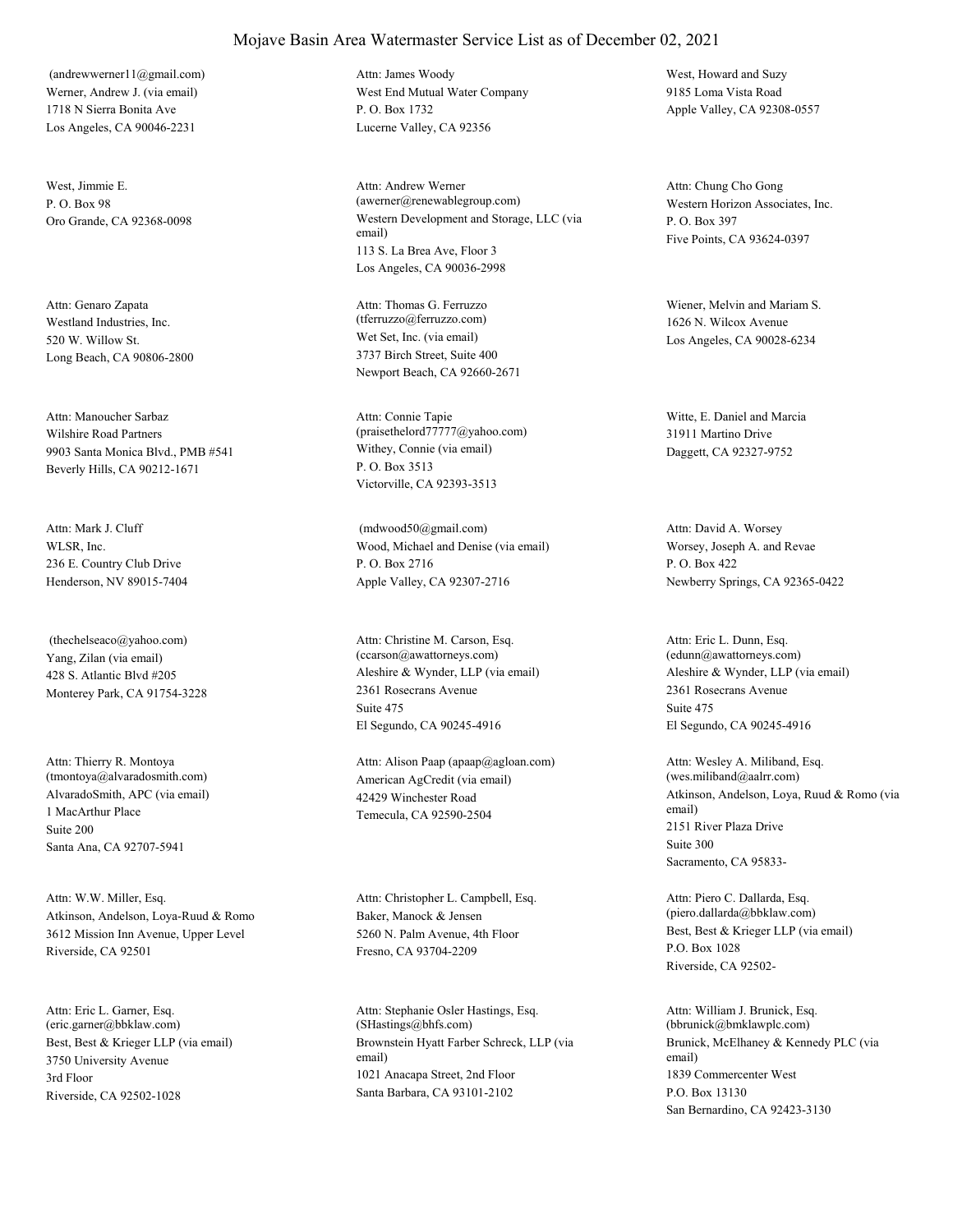# Mojave Basin Area Watermaster Service List as of December 02, 2021

(andrewwerner11@gmail.com)
Werner, Andrew J. (via email)
1718 N Sierra Bonita Ave
Los Angeles, CA 90046-2231

Attn: James Woody
West End Mutual Water Company
P. O. Box 1732
Lucerne Valley, CA 92356

West, Howard and Suzy
9185 Loma Vista Road
Apple Valley, CA 92308-0557

West, Jimmie E.
P. O. Box 98
Oro Grande, CA 92368-0098

Attn: Andrew Werner
(awerner@renewablegroup.com)
Western Development and Storage, LLC (via email)
113 S. La Brea Ave, Floor 3
Los Angeles, CA 90036-2998

Attn: Chung Cho Gong
Western Horizon Associates, Inc.
P. O. Box 397
Five Points, CA 93624-0397

Attn: Genaro Zapata
Westland Industries, Inc.
520 W. Willow St.
Long Beach, CA 90806-2800

Attn: Thomas G. Ferruzzo
(tferruzzo@ferruzzo.com)
Wet Set, Inc. (via email)
3737 Birch Street, Suite 400
Newport Beach, CA 92660-2671

Wiener, Melvin and Mariam S.
1626 N. Wilcox Avenue
Los Angeles, CA 90028-6234

Attn: Manoucher Sarbaz
Wilshire Road Partners
9903 Santa Monica Blvd., PMB #541
Beverly Hills, CA 90212-1671

Attn: Connie Tapie
(praisethelord77777@yahoo.com)
Withey, Connie (via email)
P. O. Box 3513
Victorville, CA 92393-3513

Witte, E. Daniel and Marcia
31911 Martino Drive
Daggett, CA 92327-9752

Attn: Mark J. Cluff
WLSR, Inc.
236 E. Country Club Drive
Henderson, NV 89015-7404

(mdwood50@gmail.com)
Wood, Michael and Denise (via email)
P. O. Box 2716
Apple Valley, CA 92307-2716

Attn: David A. Worsey
Worsey, Joseph A. and Revae
P. O. Box 422
Newberry Springs, CA 92365-0422

(thechelseaco@yahoo.com)
Yang, Zilan (via email)
428 S. Atlantic Blvd #205
Monterey Park, CA 91754-3228

Attn: Christine M. Carson, Esq.
(ccarson@awattorneys.com)
Aleshire & Wynder, LLP (via email)
2361 Rosecrans Avenue
Suite 475
El Segundo, CA 90245-4916

Attn: Eric L. Dunn, Esq.
(edunn@awattorneys.com)
Aleshire & Wynder, LLP (via email)
2361 Rosecrans Avenue
Suite 475
El Segundo, CA 90245-4916

Attn: Thierry R. Montoya
(tmontoya@alvaradosmith.com)
AlvaradoSmith, APC (via email)
1 MacArthur Place
Suite 200
Santa Ana, CA 92707-5941

Attn: Alison Paap (apaap@agloan.com)
American AgCredit (via email)
42429 Winchester Road
Temecula, CA 92590-2504

Attn: Wesley A. Miliband, Esq.
(wes.miliband@aalrr.com)
Atkinson, Andelson, Loya, Ruud & Romo (via email)
2151 River Plaza Drive
Suite 300
Sacramento, CA 95833-

Attn: W.W. Miller, Esq.
Atkinson, Andelson, Loya-Ruud & Romo
3612 Mission Inn Avenue, Upper Level
Riverside, CA 92501

Attn: Christopher L. Campbell, Esq.
Baker, Manock & Jensen
5260 N. Palm Avenue, 4th Floor
Fresno, CA 93704-2209

Attn: Piero C. Dallarda, Esq.
(piero.dallarda@bbklaw.com)
Best, Best & Krieger LLP (via email)
P.O. Box 1028
Riverside, CA 92502-

Attn: Eric L. Garner, Esq.
(eric.garner@bbklaw.com)
Best, Best & Krieger LLP (via email)
3750 University Avenue
3rd Floor
Riverside, CA 92502-1028

Attn: Stephanie Osler Hastings, Esq.
(SHastings@bhfs.com)
Brownstein Hyatt Farber Schreck, LLP (via email)
1021 Anacapa Street, 2nd Floor
Santa Barbara, CA 93101-2102

Attn: William J. Brunick, Esq.
(bbrunick@bmklawplc.com)
Brunick, McElhaney & Kennedy PLC (via email)
1839 Commercenter West
P.O. Box 13130
San Bernardino, CA 92423-3130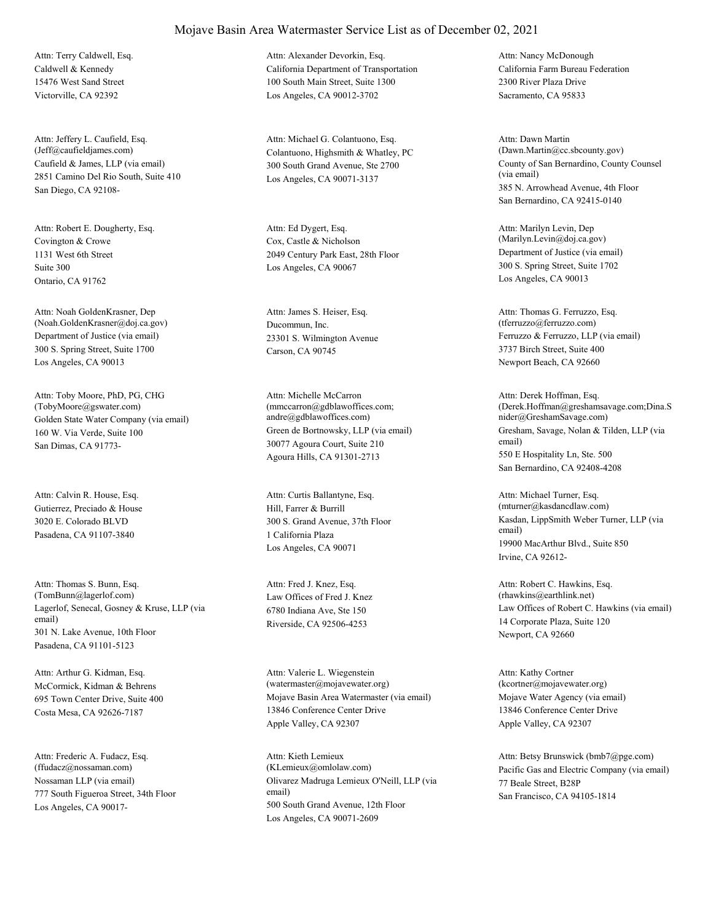# Mojave Basin Area Watermaster Service List as of December 02, 2021

Attn: Terry Caldwell, Esq.
Caldwell & Kennedy
15476 West Sand Street
Victorville, CA 92392

Attn: Jeffery L. Caufield, Esq.
(Jeff@caufieldjames.com)
Caufield & James, LLP (via email)
2851 Camino Del Rio South, Suite 410
San Diego, CA 92108-

Attn: Robert E. Dougherty, Esq.
Covington & Crowe
1131 West 6th Street
Suite 300
Ontario, CA 91762

Attn: Noah GoldenKrasner, Dep
(Noah.GoldenKrasner@doj.ca.gov)
Department of Justice (via email)
300 S. Spring Street, Suite 1700
Los Angeles, CA 90013

Attn: Toby Moore, PhD, PG, CHG
(TobyMoore@gswater.com)
Golden State Water Company (via email)
160 W. Via Verde, Suite 100
San Dimas, CA 91773-

Attn: Calvin R. House, Esq.
Gutierrez, Preciado & House
3020 E. Colorado BLVD
Pasadena, CA 91107-3840

Attn: Thomas S. Bunn, Esq.
(TomBunn@lagerlof.com)
Lagerlof, Senecal, Gosney & Kruse, LLP (via email)
301 N. Lake Avenue, 10th Floor
Pasadena, CA 91101-5123

Attn: Arthur G. Kidman, Esq.
McCormick, Kidman & Behrens
695 Town Center Drive, Suite 400
Costa Mesa, CA 92626-7187

Attn: Frederic A. Fudacz, Esq.
(ffudacz@nossaman.com)
Nossaman LLP (via email)
777 South Figueroa Street, 34th Floor
Los Angeles, CA 90017-

Attn: Alexander Devorkin, Esq.
California Department of Transportation
100 South Main Street, Suite 1300
Los Angeles, CA 90012-3702

Attn: Michael G. Colantuono, Esq.
Colantuono, Highsmith & Whatley, PC
300 South Grand Avenue, Ste 2700
Los Angeles, CA 90071-3137

Attn: Ed Dygert, Esq.
Cox, Castle & Nicholson
2049 Century Park East, 28th Floor
Los Angeles, CA 90067

Attn: James S. Heiser, Esq.
Ducommun, Inc.
23301 S. Wilmington Avenue
Carson, CA 90745

Attn: Michelle McCarron
(mmccarron@gdblawoffices.com; andre@gdblawoffices.com)
Green de Bortnowsky, LLP (via email)
30077 Agoura Court, Suite 210
Agoura Hills, CA 91301-2713

Attn: Curtis Ballantyne, Esq.
Hill, Farrer & Burrill
300 S. Grand Avenue, 37th Floor
1 California Plaza
Los Angeles, CA 90071

Attn: Fred J. Knez, Esq.
Law Offices of Fred J. Knez
6780 Indiana Ave, Ste 150
Riverside, CA 92506-4253

Attn: Valerie L. Wiegenstein
(watermaster@mojavewater.org)
Mojave Basin Area Watermaster (via email)
13846 Conference Center Drive
Apple Valley, CA 92307

Attn: Kieth Lemieux
(KLemieux@omlolaw.com)
Olivarez Madruga Lemieux O'Neill, LLP (via email)
500 South Grand Avenue, 12th Floor
Los Angeles, CA 90071-2609

Attn: Nancy McDonough
California Farm Bureau Federation
2300 River Plaza Drive
Sacramento, CA 95833

Attn: Dawn Martin
(Dawn.Martin@cc.sbcounty.gov)
County of San Bernardino, County Counsel (via email)
385 N. Arrowhead Avenue, 4th Floor
San Bernardino, CA 92415-0140

Attn: Marilyn Levin, Dep
(Marilyn.Levin@doj.ca.gov)
Department of Justice (via email)
300 S. Spring Street, Suite 1702
Los Angeles, CA 90013

Attn: Thomas G. Ferruzzo, Esq.
(tferruzzo@ferruzzo.com)
Ferruzzo & Ferruzzo, LLP (via email)
3737 Birch Street, Suite 400
Newport Beach, CA 92660

Attn: Derek Hoffman, Esq.
(Derek.Hoffman@greshamsavage.com;Dina.Snider@GreshamSavage.com)
Gresham, Savage, Nolan & Tilden, LLP (via email)
550 E Hospitality Ln, Ste. 500
San Bernardino, CA 92408-4208

Attn: Michael Turner, Esq.
(mturner@kasdancdlaw.com)
Kasdan, LippSmith Weber Turner, LLP (via email)
19900 MacArthur Blvd., Suite 850
Irvine, CA 92612-

Attn: Robert C. Hawkins, Esq.
(rhawkins@earthlink.net)
Law Offices of Robert C. Hawkins (via email)
14 Corporate Plaza, Suite 120
Newport, CA 92660

Attn: Kathy Cortner
(kcortner@mojavewater.org)
Mojave Water Agency (via email)
13846 Conference Center Drive
Apple Valley, CA 92307

Attn: Betsy Brunswick (bmb7@pge.com)
Pacific Gas and Electric Company (via email)
77 Beale Street, B28P
San Francisco, CA 94105-1814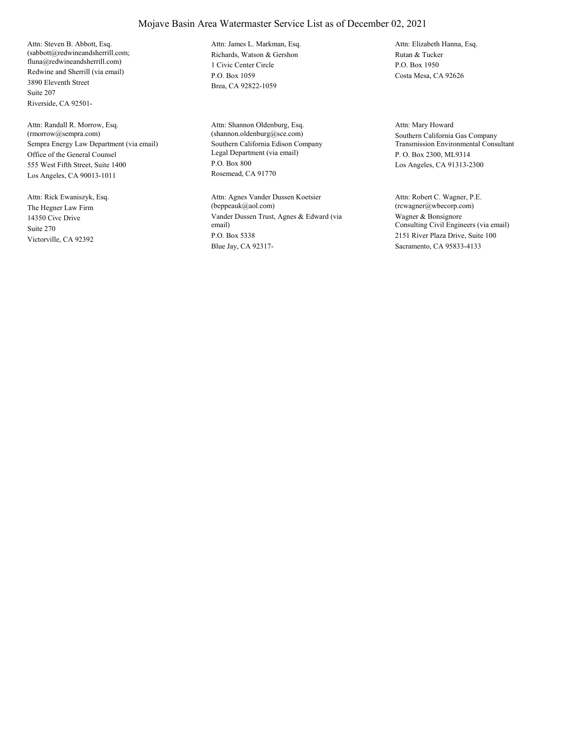# Mojave Basin Area Watermaster Service List as of December 02, 2021

Attn: Steven B. Abbott, Esq.
(sabbott@redwineandsherrill.com; fluna@redwineandsherrill.com)
Redwine and Sherrill (via email)
3890 Eleventh Street
Suite 207
Riverside, CA 92501-

Attn: James L. Markman, Esq.
Richards, Watson & Gershon
1 Civic Center Circle
P.O. Box 1059
Brea, CA 92822-1059

Attn: Elizabeth Hanna, Esq.
Rutan & Tucker
P.O. Box 1950
Costa Mesa, CA 92626

Attn: Randall R. Morrow, Esq.
(rmorrow@sempra.com)
Sempra Energy Law Department (via email)
Office of the General Counsel
555 West Fifth Street, Suite 1400
Los Angeles, CA 90013-1011

Attn: Shannon Oldenburg, Esq.
(shannon.oldenburg@sce.com)
Southern California Edison Company
Legal Department (via email)
P.O. Box 800
Rosemead, CA 91770

Attn: Mary Howard
Southern California Gas Company
Transmission Environmental Consultant
P. O. Box 2300, ML9314
Los Angeles, CA 91313-2300

Attn: Rick Ewaniszyk, Esq.
The Hegner Law Firm
14350 Civc Drive
Suite 270
Victorville, CA 92392

Attn: Agnes Vander Dussen Koetsier
(beppeauk@aol.com)
Vander Dussen Trust, Agnes & Edward (via email)
P.O. Box 5338
Blue Jay, CA 92317-

Attn: Robert C. Wagner, P.E.
(rcwagner@wbecorp.com)
Wagner & Bonsignore
Consulting Civil Engineers (via email)
2151 River Plaza Drive, Suite 100
Sacramento, CA 95833-4133